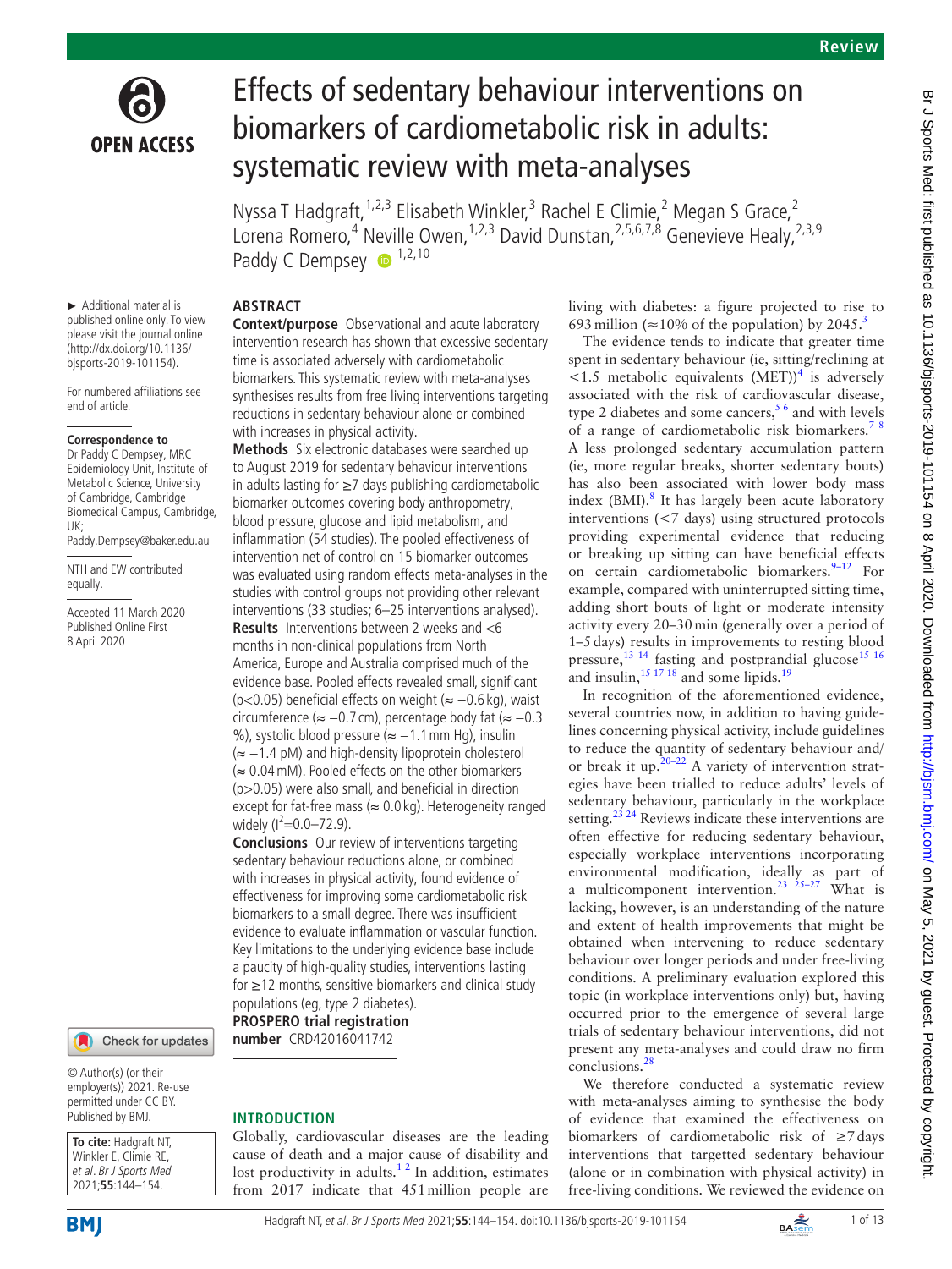# Effects of sedentary behaviour interventions on biomarkers of cardiometabolic risk in adults: systematic review with meta-analyses

Nyssa T Hadgraft,[1,2,3] Elisabeth Winkler,[3] Rachel E Climie,[2] Megan S Grace,[2] Lorena Romero,[4] Neville Owen,[1,2,3] David Dunstan,[2,5,6,7,8] Genevieve Healy,[2,3,9] Paddy C Dempsey[1,2,10]

► Additional material is published online only. To view please visit the journal online (http://dx.doi.org/10.1136/bjsports-2019-101154).

For numbered affiliations see end of article.

**Correspondence to**
Dr Paddy C Dempsey, MRC Epidemiology Unit, Institute of Metabolic Science, University of Cambridge, Cambridge Biomedical Campus, Cambridge, UK; Paddy.Dempsey@baker.edu.au

NTH and EW contributed equally.

Accepted 11 March 2020
Published Online First 8 April 2020

© Author(s) (or their employer(s)) 2021. Re-use permitted under CC BY. Published by BMJ.

**To cite:** Hadgraft NT, Winkler E, Climie RE, *et al. Br J Sports Med* 2021;**55**:144–154.

## ABSTRACT

**Context/purpose** Observational and acute laboratory intervention research has shown that excessive sedentary time is associated adversely with cardiometabolic biomarkers. This systematic review with meta-analyses synthesises results from free living interventions targeting reductions in sedentary behaviour alone or combined with increases in physical activity.

**Methods** Six electronic databases were searched up to August 2019 for sedentary behaviour interventions in adults lasting for ≥7 days publishing cardiometabolic biomarker outcomes covering body anthropometry, blood pressure, glucose and lipid metabolism, and inflammation (54 studies). The pooled effectiveness of intervention net of control on 15 biomarker outcomes was evaluated using random effects meta-analyses in the studies with control groups not providing other relevant interventions (33 studies; 6–25 interventions analysed).

**Results** Interventions between 2 weeks and <6 months in non-clinical populations from North America, Europe and Australia comprised much of the evidence base. Pooled effects revealed small, significant ($p<0.05$) beneficial effects on weight (≈ −0.6 kg), waist circumference (≈ −0.7 cm), percentage body fat (≈ −0.3 %), systolic blood pressure (≈ −1.1 mm Hg), insulin (≈ −1.4 pM) and high-density lipoprotein cholesterol (≈ 0.04 mM). Pooled effects on the other biomarkers ($p>0.05$) were also small, and beneficial in direction except for fat-free mass (≈ 0.0 kg). Heterogeneity ranged widely ($I^2$=0.0–72.9).

**Conclusions** Our review of interventions targeting sedentary behaviour reductions alone, or combined with increases in physical activity, found evidence of effectiveness for improving some cardiometabolic risk biomarkers to a small degree. There was insufficient evidence to evaluate inflammation or vascular function. Key limitations to the underlying evidence base include a paucity of high-quality studies, interventions lasting for ≥12 months, sensitive biomarkers and clinical study populations (eg, type 2 diabetes).

**PROSPERO trial registration number** CRD42016041742

## INTRODUCTION

Globally, cardiovascular diseases are the leading cause of death and a major cause of disability and lost productivity in adults.[1,2] In addition, estimates from 2017 indicate that 451 million people are living with diabetes: a figure projected to rise to 693 million (≈10% of the population) by 2045.[3]

The evidence tends to indicate that greater time spent in sedentary behaviour (ie, sitting/reclining at <1.5 metabolic equivalents (MET))[4] is adversely associated with the risk of cardiovascular disease, type 2 diabetes and some cancers,[5,6] and with levels of a range of cardiometabolic risk biomarkers.[7,8] A less prolonged sedentary accumulation pattern (ie, more regular breaks, shorter sedentary bouts) has also been associated with lower body mass index (BMI).[8] It has largely been acute laboratory interventions (<7 days) using structured protocols providing experimental evidence that reducing or breaking up sitting can have beneficial effects on certain cardiometabolic biomarkers.[9–12] For example, compared with uninterrupted sitting time, adding short bouts of light or moderate intensity activity every 20–30 min (generally over a period of 1–5 days) results in improvements to resting blood pressure,[13,14] fasting and postprandial glucose[15,16] and insulin,[15,17,18] and some lipids.[19]

In recognition of the aforementioned evidence, several countries now, in addition to having guidelines concerning physical activity, include guidelines to reduce the quantity of sedentary behaviour and/or break it up.[20–22] A variety of intervention strategies have been trialled to reduce adults' levels of sedentary behaviour, particularly in the workplace setting.[23,24] Reviews indicate these interventions are often effective for reducing sedentary behaviour, especially workplace interventions incorporating environmental modification, ideally as part of a multicomponent intervention.[23,25–27] What is lacking, however, is an understanding of the nature and extent of health improvements that might be obtained when intervening to reduce sedentary behaviour over longer periods and under free-living conditions. A preliminary evaluation explored this topic (in workplace interventions only) but, having occurred prior to the emergence of several large trials of sedentary behaviour interventions, did not present any meta-analyses and could draw no firm conclusions.[28]

We therefore conducted a systematic review with meta-analyses aiming to synthesise the body of evidence that examined the effectiveness on biomarkers of cardiometabolic risk of ≥7 days interventions that targetted sedentary behaviour (alone or in combination with physical activity) in free-living conditions. We reviewed the evidence on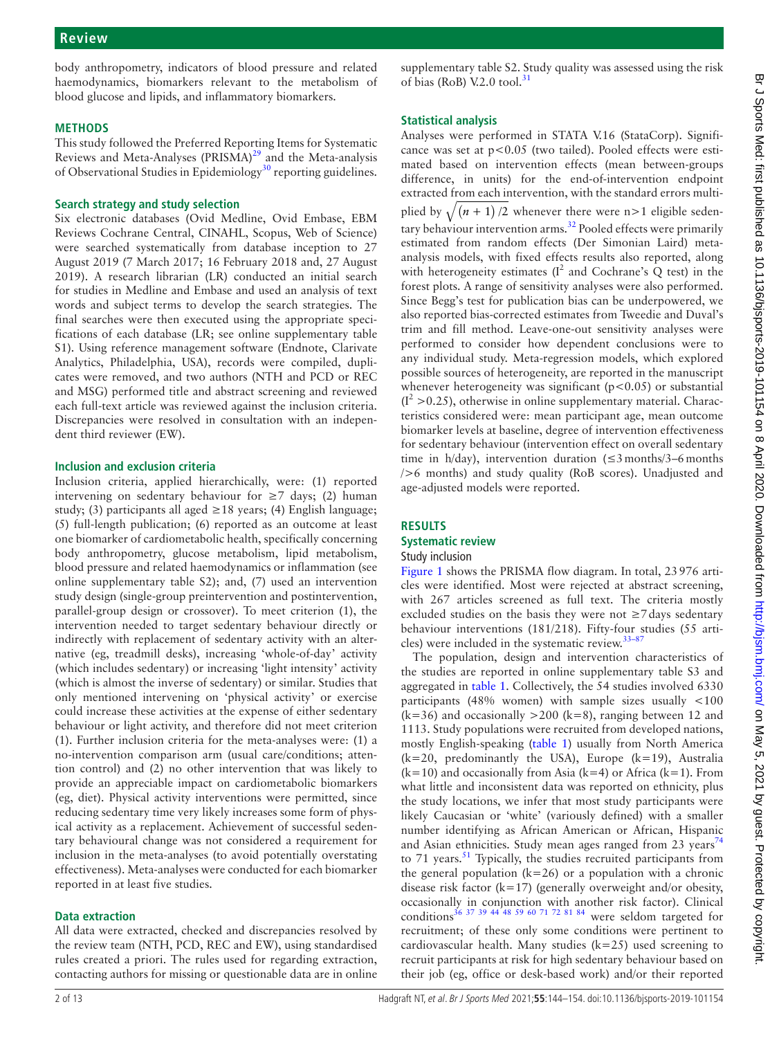body anthropometry, indicators of blood pressure and related haemodynamics, biomarkers relevant to the metabolism of blood glucose and lipids, and inflammatory biomarkers.

## METHODS

This study followed the Preferred Reporting Items for Systematic Reviews and Meta-Analyses (PRISMA)[29] and the Meta-analysis of Observational Studies in Epidemiology[30] reporting guidelines.

### Search strategy and study selection

Six electronic databases (Ovid Medline, Ovid Embase, EBM Reviews Cochrane Central, CINAHL, Scopus, Web of Science) were searched systematically from database inception to 27 August 2019 (7 March 2017; 16 February 2018 and, 27 August 2019). A research librarian (LR) conducted an initial search for studies in Medline and Embase and used an analysis of text words and subject terms to develop the search strategies. The final searches were then executed using the appropriate specifications of each database (LR; see online supplementary table S1). Using reference management software (Endnote, Clarivate Analytics, Philadelphia, USA), records were compiled, duplicates were removed, and two authors (NTH and PCD or REC and MSG) performed title and abstract screening and reviewed each full-text article was reviewed against the inclusion criteria. Discrepancies were resolved in consultation with an independent third reviewer (EW).

### Inclusion and exclusion criteria

Inclusion criteria, applied hierarchically, were: (1) reported intervening on sedentary behaviour for ≥7 days; (2) human study; (3) participants all aged ≥18 years; (4) English language; (5) full-length publication; (6) reported as an outcome at least one biomarker of cardiometabolic health, specifically concerning body anthropometry, glucose metabolism, lipid metabolism, blood pressure and related haemodynamics or inflammation (see online supplementary table S2); and, (7) used an intervention study design (single-group preintervention and postintervention, parallel-group design or crossover). To meet criterion (1), the intervention needed to target sedentary behaviour directly or indirectly with replacement of sedentary activity with an alternative (eg, treadmill desks), increasing 'whole-of-day' activity (which includes sedentary) or increasing 'light intensity' activity (which is almost the inverse of sedentary) or similar. Studies that only mentioned intervening on 'physical activity' or exercise could increase these activities at the expense of either sedentary behaviour or light activity, and therefore did not meet criterion (1). Further inclusion criteria for the meta-analyses were: (1) a no-intervention comparison arm (usual care/conditions; attention control) and (2) no other intervention that was likely to provide an appreciable impact on cardiometabolic biomarkers (eg, diet). Physical activity interventions were permitted, since reducing sedentary time very likely increases some form of physical activity as a replacement. Achievement of successful sedentary behavioural change was not considered a requirement for inclusion in the meta-analyses (to avoid potentially overstating effectiveness). Meta-analyses were conducted for each biomarker reported in at least five studies.

### Data extraction

All data were extracted, checked and discrepancies resolved by the review team (NTH, PCD, REC and EW), using standardised rules created a priori. The rules used for regarding extraction, contacting authors for missing or questionable data are in online supplementary table S2. Study quality was assessed using the risk of bias (RoB) V.2.0 tool.[31]

### Statistical analysis

Analyses were performed in STATA V.16 (StataCorp). Significance was set at $p<0.05$ (two tailed). Pooled effects were estimated based on intervention effects (mean between-groups difference, in units) for the end-of-intervention endpoint extracted from each intervention, with the standard errors multiplied by $\sqrt{(n+1)/2}$ whenever there were $n>1$ eligible sedentary behaviour intervention arms.[32] Pooled effects were primarily estimated from random effects (Der Simonian Laird) meta-analysis models, with fixed effects results also reported, along with heterogeneity estimates ($I^2$ and Cochrane's Q test) in the forest plots. A range of sensitivity analyses were also performed. Since Begg's test for publication bias can be underpowered, we also reported bias-corrected estimates from Tweedie and Duval's trim and fill method. Leave-one-out sensitivity analyses were performed to consider how dependent conclusions were to any individual study. Meta-regression models, which explored possible sources of heterogeneity, are reported in the manuscript whenever heterogeneity was significant ($p<0.05$) or substantial ($I^2>0.25$), otherwise in online supplementary material. Characteristics considered were: mean participant age, mean outcome biomarker levels at baseline, degree of intervention effectiveness for sedentary behaviour (intervention effect on overall sedentary time in h/day), intervention duration (≤3 months/3–6 months />6 months) and study quality (RoB scores). Unadjusted and age-adjusted models were reported.

## RESULTS

### Systematic review

#### Study inclusion

Figure 1 shows the PRISMA flow diagram. In total, 23 976 articles were identified. Most were rejected at abstract screening, with 267 articles screened as full text. The criteria mostly excluded studies on the basis they were not ≥7 days sedentary behaviour interventions (181/218). Fifty-four studies (55 articles) were included in the systematic review.[33–87]

The population, design and intervention characteristics of the studies are reported in online supplementary table S3 and aggregated in table 1. Collectively, the 54 studies involved 6330 participants (48% women) with sample sizes usually <100 (k=36) and occasionally >200 (k=8), ranging between 12 and 1113. Study populations were recruited from developed nations, mostly English-speaking (table 1) usually from North America (k=20, predominantly the USA), Europe (k=19), Australia (k=10) and occasionally from Asia (k=4) or Africa (k=1). From what little and inconsistent data was reported on ethnicity, plus the study locations, we infer that most study participants were likely Caucasian or 'white' (variously defined) with a smaller number identifying as African American or African, Hispanic and Asian ethnicities. Study mean ages ranged from 23 years[74] to 71 years.[51] Typically, the studies recruited participants from the general population (k=26) or a population with a chronic disease risk factor (k=17) (generally overweight and/or obesity, occasionally in conjunction with another risk factor). Clinical conditions[36 37 39 44 48 59 60 71 72 81 84] were seldom targeted for recruitment; of these only some conditions were pertinent to cardiovascular health. Many studies (k=25) used screening to recruit participants at risk for high sedentary behaviour based on their job (eg, office or desk-based work) and/or their reported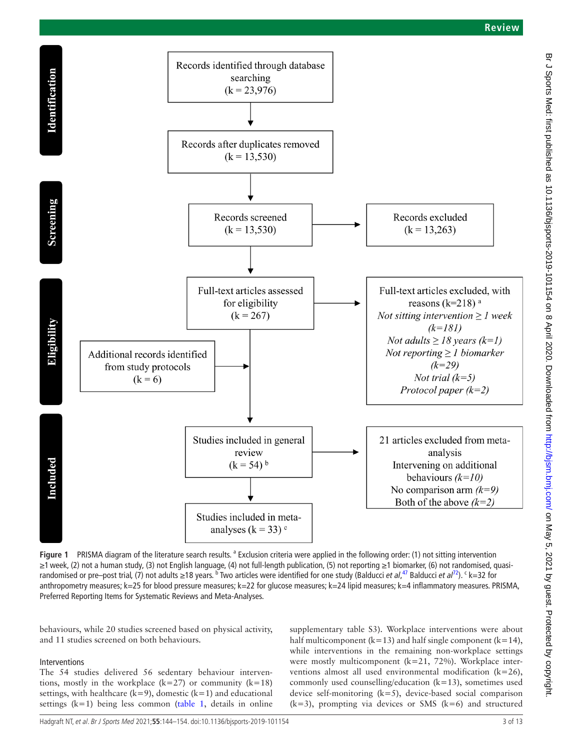Identification

Records identified through database searching (k = 23,976)

Records after duplicates removed (k = 13,530)

Screening

Records screened (k = 13,530)

Records excluded (k = 13,263)

Eligibility

Full-text articles assessed for eligibility (k = 267)

Full-text articles excluded, with reasons (k=218) [a]
*Not sitting intervention ≥ 1 week (k=181)*
*Not adults ≥ 18 years (k=1)*
*Not reporting ≥ 1 biomarker (k=29)*
*Not trial (k=5)*
*Protocol paper (k=2)*

Additional records identified from study protocols (k = 6)

Included

Studies included in general review (k = 54) [b]

21 articles excluded from meta-analysis
Intervening on additional behaviours *(k=10)*
No comparison arm *(k=9)*
Both of the above *(k=2)*

Studies included in meta-analyses (k = 33) [c]

**Figure 1** PRISMA diagram of the literature search results. [a] Exclusion criteria were applied in the following order: (1) not sitting intervention ≥1 week, (2) not a human study, (3) not English language, (4) not full-length publication, (5) not reporting ≥1 biomarker, (6) not randomised, quasi-randomised or pre–post trial, (7) not adults ≥18 years. [b] Two articles were identified for one study (Balducci *et al*,[47] Balducci *et al*[72]). [c] k=32 for anthropometry measures; k=25 for blood pressure measures; k=22 for glucose measures; k=24 lipid measures; k=4 inflammatory measures. PRISMA, Preferred Reporting Items for Systematic Reviews and Meta-Analyses.

behaviours, while 20 studies screened based on physical activity, and 11 studies screened on both behaviours.

### Interventions

The 54 studies delivered 56 sedentary behaviour interventions, mostly in the workplace (k=27) or community (k=18) settings, with healthcare (k=9), domestic (k=1) and educational settings (k=1) being less common (table 1, details in online supplementary table S3). Workplace interventions were about half multicomponent (k=13) and half single component (k=14), while interventions in the remaining non-workplace settings were mostly multicomponent (k=21, 72%). Workplace interventions almost all used environmental modification (k=26), commonly used counselling/education (k=13), sometimes used device self-monitoring (k=5), device-based social comparison (k=3), prompting via devices or SMS (k=6) and structured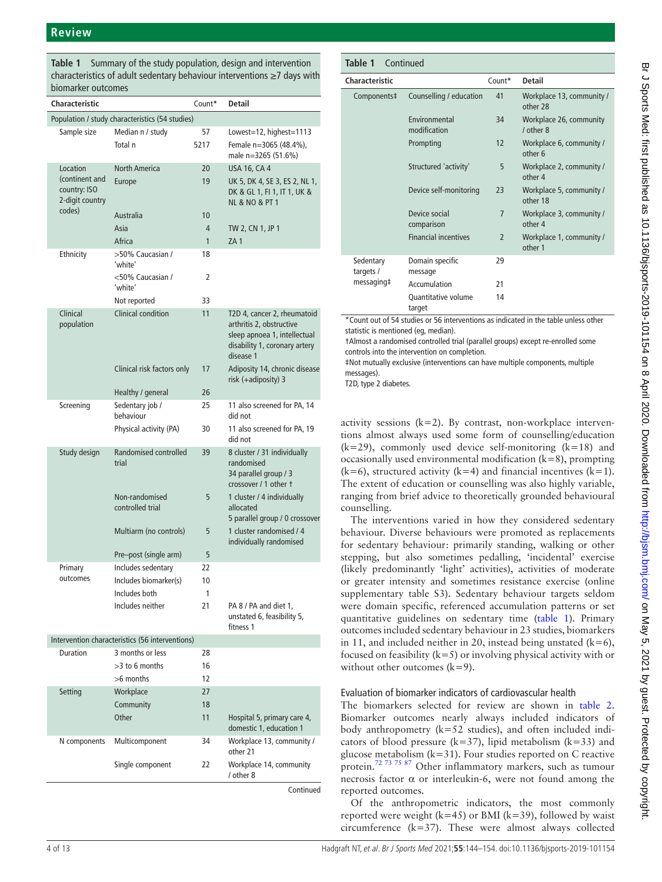**Table 1** Summary of the study population, design and intervention characteristics of adult sedentary behaviour interventions ≥7 days with biomarker outcomes

| Characteristic | | Count* | Detail |
|---|---|---|---|
| **Population / study characteristics (54 studies)** | | | |
| Sample size | Median n / study | 57 | Lowest=12, highest=1113 |
| | Total n | 5217 | Female n=3065 (48.4%), male n=3265 (51.6%) |
| Location (continent and country: ISO 2-digit country codes) | North America | 20 | USA 16, CA 4 |
| | Europe | 19 | UK 5, DK 4, SE 3, ES 2, NL 1, DK & GL 1, FI 1, IT 1, UK & NL & NO & PT 1 |
| | Australia | 10 | |
| | Asia | 4 | TW 2, CN 1, JP 1 |
| | Africa | 1 | ZA 1 |
| Ethnicity | >50% Caucasian / 'white' | 18 | |
| | <50% Caucasian / 'white' | 2 | |
| | Not reported | 33 | |
| Clinical population | Clinical condition | 11 | T2D 4, cancer 2, rheumatoid arthritis 2, obstructive sleep apnoea 1, intellectual disability 1, coronary artery disease 1 |
| | Clinical risk factors only | 17 | Adiposity 14, chronic disease risk (+adiposity) 3 |
| | Healthy / general | 26 | |
| Screening | Sedentary job / behaviour | 25 | 11 also screened for PA, 14 did not |
| | Physical activity (PA) | 30 | 11 also screened for PA, 19 did not |
| Study design | Randomised controlled trial | 39 | 8 cluster / 31 individually randomised 34 parallel group / 3 crossover / 1 other † |
| | Non-randomised controlled trial | 5 | 1 cluster / 4 individually allocated 5 parallel group / 0 crossover |
| | Multiarm (no controls) | 5 | 1 cluster randomised / 4 individually randomised |
| | Pre–post (single arm) | 5 | |
| Primary outcomes | Includes sedentary | 22 | |
| | Includes biomarker(s) | 10 | |
| | Includes both | 1 | |
| | Includes neither | 21 | PA 8 / PA and diet 1, unstated 6, feasibility 5, fitness 1 |
| **Intervention characteristics (56 interventions)** | | | |
| Duration | 3 months or less | 28 | |
| | >3 to 6 months | 16 | |
| | >6 months | 12 | |
| Setting | Workplace | 27 | |
| | Community | 18 | |
| | Other | 11 | Hospital 5, primary care 4, domestic 1, education 1 |
| N components | Multicomponent | 34 | Workplace 13, community / other 21 |
| | Single component | 22 | Workplace 14, community / other 8 |
| Components‡ | Counselling / education | 41 | Workplace 13, community / other 28 |
| | Environmental modification | 34 | Workplace 26, community / other 8 |
| | Prompting | 12 | Workplace 6, community / other 6 |
| | Structured 'activity' | 5 | Workplace 2, community / other 4 |
| | Device self-monitoring | 23 | Workplace 5, community / other 18 |
| | Device social comparison | 7 | Workplace 3, community / other 4 |
| | Financial incentives | 2 | Workplace 1, community / other 1 |
| Sedentary targets / messaging‡ | Domain specific message | 29 | |
| | Accumulation | 21 | |
| | Quantitative volume target | 14 | |

*Count out of 54 studies or 56 interventions as indicated in the table unless other statistic is mentioned (eg, median).
†Almost a randomised controlled trial (parallel groups) except re-enrolled some controls into the intervention on completion.
‡Not mutually exclusive (interventions can have multiple components, multiple messages).
T2D, type 2 diabetes.

activity sessions (k=2). By contrast, non-workplace interventions almost always used some form of counselling/education (k=29), commonly used device self-monitoring (k=18) and occasionally used environmental modification (k=8), prompting (k=6), structured activity (k=4) and financial incentives (k=1). The extent of education or counselling was also highly variable, ranging from brief advice to theoretically grounded behavioural counselling.

The interventions varied in how they considered sedentary behaviour. Diverse behaviours were promoted as replacements for sedentary behaviour: primarily standing, walking or other stepping, but also sometimes pedalling, 'incidental' exercise (likely predominantly 'light' activities), activities of moderate or greater intensity and sometimes resistance exercise (online supplementary table S3). Sedentary behaviour targets seldom were domain specific, referenced accumulation patterns or set quantitative guidelines on sedentary time (table 1). Primary outcomes included sedentary behaviour in 23 studies, biomarkers in 11, and included neither in 20, instead being unstated (k=6), focused on feasibility (k=5) or involving physical activity with or without other outcomes (k=9).

### Evaluation of biomarker indicators of cardiovascular health

The biomarkers selected for review are shown in table 2. Biomarker outcomes nearly always included indicators of body anthropometry (k=52 studies), and often included indicators of blood pressure (k=37), lipid metabolism (k=33) and glucose metabolism (k=31). Four studies reported on C reactive protein.[72 73 75 87] Other inflammatory markers, such as tumour necrosis factor α or interleukin-6, were not found among the reported outcomes.

Of the anthropometric indicators, the most commonly reported were weight (k=45) or BMI (k=39), followed by waist circumference (k=37). These were almost always collected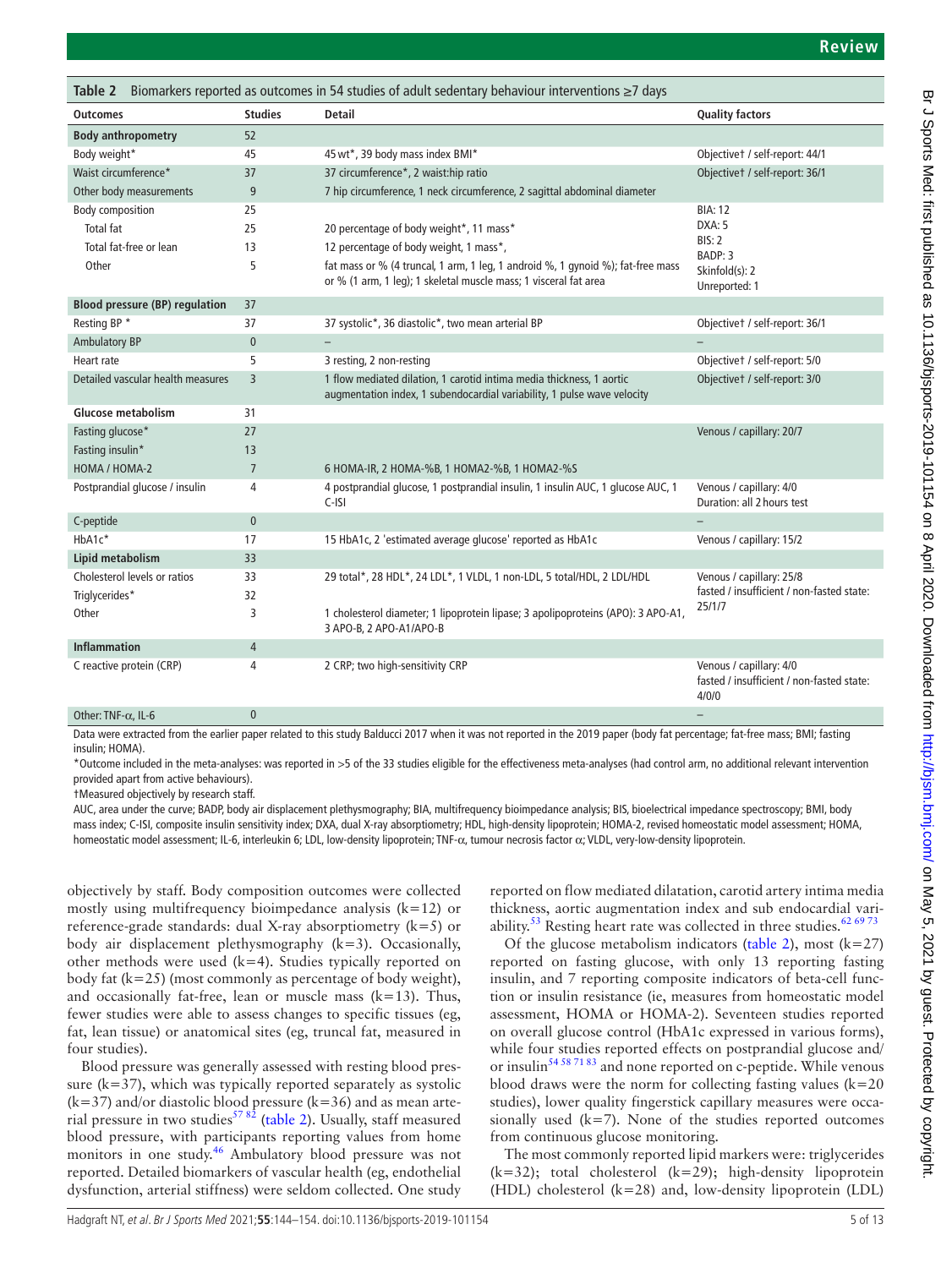**Table 2** Biomarkers reported as outcomes in 54 studies of adult sedentary behaviour interventions ≥7 days

| Outcomes | Studies | Detail | Quality factors |
|---|---|---|---|
| **Body anthropometry** | 52 | | |
| Body weight* | 45 | 45 wt*, 39 body mass index BMI* | Objective† / self-report: 44/1 |
| Waist circumference* | 37 | 37 circumference*, 2 waist:hip ratio | Objective† / self-report: 36/1 |
| Other body measurements | 9 | 7 hip circumference, 1 neck circumference, 2 sagittal abdominal diameter | |
| Body composition | 25 | | BIA: 12 |
| Total fat | 25 | 20 percentage of body weight*, 11 mass* | DXA: 5 |
| Total fat-free or lean | 13 | 12 percentage of body weight, 1 mass*, | BIS: 2 BADP: 3 |
| Other | 5 | fat mass or % (4 truncal, 1 arm, 1 leg, 1 android %, 1 gynoid %); fat-free mass or % (1 arm, 1 leg); 1 skeletal muscle mass; 1 visceral fat area | Skinfold(s): 2 Unreported: 1 |
| **Blood pressure (BP) regulation** | 37 | | |
| Resting BP * | 37 | 37 systolic*, 36 diastolic*, two mean arterial BP | Objective† / self-report: 36/1 |
| Ambulatory BP | 0 | – | – |
| Heart rate | 5 | 3 resting, 2 non-resting | Objective† / self-report: 5/0 |
| Detailed vascular health measures | 3 | 1 flow mediated dilation, 1 carotid intima media thickness, 1 aortic augmentation index, 1 subendocardial variability, 1 pulse wave velocity | Objective† / self-report: 3/0 |
| **Glucose metabolism** | 31 | | |
| Fasting glucose* | 27 | | Venous / capillary: 20/7 |
| Fasting insulin* | 13 | | |
| HOMA / HOMA-2 | 7 | 6 HOMA-IR, 2 HOMA-%B, 1 HOMA2-%B, 1 HOMA2-%S | |
| Postprandial glucose / insulin | 4 | 4 postprandial glucose, 1 postprandial insulin, 1 insulin AUC, 1 glucose AUC, 1 C-ISI | Venous / capillary: 4/0 Duration: all 2 hours test |
| C-peptide | 0 | | – |
| HbA1c* | 17 | 15 HbA1c, 2 'estimated average glucose' reported as HbA1c | Venous / capillary: 15/2 |
| **Lipid metabolism** | 33 | | |
| Cholesterol levels or ratios | 33 | 29 total*, 28 HDL*, 24 LDL*, 1 VLDL, 1 non-LDL, 5 total/HDL, 2 LDL/HDL | Venous / capillary: 25/8 |
| Triglycerides* | 32 | | fasted / insufficient / non-fasted state: 25/1/7 |
| Other | 3 | 1 cholesterol diameter; 1 lipoprotein lipase; 3 apolipoproteins (APO): 3 APO-A1, 3 APO-B, 2 APO-A1/APO-B | |
| **Inflammation** | 4 | | |
| C reactive protein (CRP) | 4 | 2 CRP; two high-sensitivity CRP | Venous / capillary: 4/0 fasted / insufficient / non-fasted state: 4/0/0 |
| Other: TNF-α, IL-6 | 0 | | – |

Data were extracted from the earlier paper related to this study Balducci 2017 when it was not reported in the 2019 paper (body fat percentage; fat-free mass; BMI; fasting insulin; HOMA).

*Outcome included in the meta-analyses: was reported in >5 of the 33 studies eligible for the effectiveness meta-analyses (had control arm, no additional relevant intervention provided apart from active behaviours).

†Measured objectively by research staff.

AUC, area under the curve; BADP, body air displacement plethysmography; BIA, multifrequency bioimpedance analysis; BIS, bioelectrical impedance spectroscopy; BMI, body mass index; C-ISI, composite insulin sensitivity index; DXA, dual X-ray absorptiometry; HDL, high-density lipoprotein; HOMA-2, revised homeostatic model assessment; HOMA, homeostatic model assessment; IL-6, interleukin 6; LDL, low-density lipoprotein; TNF-α, tumour necrosis factor α; VLDL, very-low-density lipoprotein.

objectively by staff. Body composition outcomes were collected mostly using multifrequency bioimpedance analysis (k=12) or reference-grade standards: dual X-ray absorptiometry (k=5) or body air displacement plethysmography (k=3). Occasionally, other methods were used (k=4). Studies typically reported on body fat (k=25) (most commonly as percentage of body weight), and occasionally fat-free, lean or muscle mass (k=13). Thus, fewer studies were able to assess changes to specific tissues (eg, fat, lean tissue) or anatomical sites (eg, truncal fat, measured in four studies).

Blood pressure was generally assessed with resting blood pressure (k=37), which was typically reported separately as systolic (k=37) and/or diastolic blood pressure (k=36) and as mean arterial pressure in two studies[57 82] (table 2). Usually, staff measured blood pressure, with participants reporting values from home monitors in one study.[46] Ambulatory blood pressure was not reported. Detailed biomarkers of vascular health (eg, endothelial dysfunction, arterial stiffness) were seldom collected. One study reported on flow mediated dilatation, carotid artery intima media thickness, aortic augmentation index and sub endocardial variability.[53] Resting heart rate was collected in three studies.[62 69 73]

Of the glucose metabolism indicators (table 2), most (k=27) reported on fasting glucose, with only 13 reporting fasting insulin, and 7 reporting composite indicators of beta-cell function or insulin resistance (ie, measures from homeostatic model assessment, HOMA or HOMA-2). Seventeen studies reported on overall glucose control (HbA1c expressed in various forms), while four studies reported effects on postprandial glucose and/or insulin[54 58 71 83] and none reported on c-peptide. While venous blood draws were the norm for collecting fasting values (k=20 studies), lower quality fingerstick capillary measures were occasionally used (k=7). None of the studies reported outcomes from continuous glucose monitoring.

The most commonly reported lipid markers were: triglycerides (k=32); total cholesterol (k=29); high-density lipoprotein (HDL) cholesterol (k=28) and, low-density lipoprotein (LDL)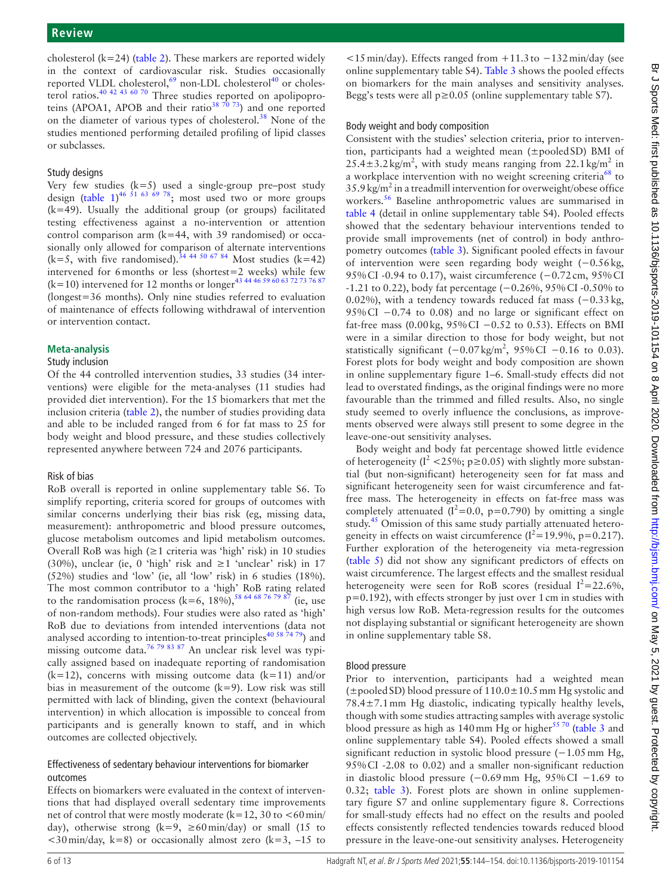cholesterol (k=24) (table 2). These markers are reported widely in the context of cardiovascular risk. Studies occasionally reported VLDL cholesterol,[69] non-LDL cholesterol[40] or cholesterol ratios.[40 42 43 60 70] Three studies reported on apolipoproteins (APOA1, APOB and their ratio[38 70 73]) and one reported on the diameter of various types of cholesterol.[38] None of the studies mentioned performing detailed profiling of lipid classes or subclasses.

### Study designs

Very few studies (k=5) used a single-group pre–post study design (table 1)[46 51 63 69 78]; most used two or more groups (k=49). Usually the additional group (or groups) facilitated testing effectiveness against a no-intervention or attention control comparison arm (k=44, with 39 randomised) or occasionally only allowed for comparison of alternate interventions (k=5, with five randomised).[34 44 50 67 84] Most studies (k=42) intervened for 6 months or less (shortest=2 weeks) while few (k=10) intervened for 12 months or longer[43 44 46 59 60 63 72 73 76 87] (longest=36 months). Only nine studies referred to evaluation of maintenance of effects following withdrawal of intervention or intervention contact.

## Meta-analysis

### Study inclusion

Of the 44 controlled intervention studies, 33 studies (34 interventions) were eligible for the meta-analyses (11 studies had provided diet intervention). For the 15 biomarkers that met the inclusion criteria (table 2), the number of studies providing data and able to be included ranged from 6 for fat mass to 25 for body weight and blood pressure, and these studies collectively represented anywhere between 724 and 2076 participants.

### Risk of bias

RoB overall is reported in online supplementary table S6. To simplify reporting, criteria scored for groups of outcomes with similar concerns underlying their bias risk (eg, missing data, measurement): anthropometric and blood pressure outcomes, glucose metabolism outcomes and lipid metabolism outcomes. Overall RoB was high (≥1 criteria was 'high' risk) in 10 studies (30%), unclear (ie, 0 'high' risk and ≥1 'unclear' risk) in 17 (52%) studies and 'low' (ie, all 'low' risk) in 6 studies (18%). The most common contributor to a 'high' RoB rating related to the randomisation process (k=6, 18%),[58 64 68 76 79 87] (ie, use of non-random methods). Four studies were also rated as 'high' RoB due to deviations from intended interventions (data not analysed according to intention-to-treat principles[40 58 74 79]) and missing outcome data.[76 79 83 87] An unclear risk level was typically assigned based on inadequate reporting of randomisation (k=12), concerns with missing outcome data (k=11) and/or bias in measurement of the outcome (k=9). Low risk was still permitted with lack of blinding, given the context (behavioural intervention) in which allocation is impossible to conceal from participants and is generally known to staff, and in which outcomes are collected objectively.

### Effectiveness of sedentary behaviour interventions for biomarker outcomes

Effects on biomarkers were evaluated in the context of interventions that had displayed overall sedentary time improvements net of control that were mostly moderate (k=12, 30 to <60 min/day), otherwise strong (k=9, ≥60 min/day) or small (15 to <30 min/day, k=8) or occasionally almost zero (k=3, –15 to <15 min/day). Effects ranged from +11.3 to −132 min/day (see online supplementary table S4). Table 3 shows the pooled effects on biomarkers for the main analyses and sensitivity analyses. Begg's tests were all p≥0.05 (online supplementary table S7).

### Body weight and body composition

Consistent with the studies' selection criteria, prior to intervention, participants had a weighted mean (±pooled SD) BMI of $25.4\pm3.2\,kg/m^2$, with study means ranging from $22.1\,kg/m^2$ in a workplace intervention with no weight screening criteria[68] to $35.9\,kg/m^2$ in a treadmill intervention for overweight/obese office workers.[56] Baseline anthropometric values are summarised in table 4 (detail in online supplementary table S4). Pooled effects showed that the sedentary behaviour interventions tended to provide small improvements (net of control) in body anthropometry outcomes (table 3). Significant pooled effects in favour of intervention were seen regarding body weight (−0.56 kg, 95% CI -0.94 to 0.17), waist circumference (−0.72 cm, 95% CI -1.21 to 0.22), body fat percentage (−0.26%, 95% CI -0.50% to 0.02%), with a tendency towards reduced fat mass (−0.33 kg, 95% CI −0.74 to 0.08) and no large or significant effect on fat-free mass (0.00 kg, 95% CI −0.52 to 0.53). Effects on BMI were in a similar direction to those for body weight, but not statistically significant ($-0.07\,kg/m^2$, 95% CI −0.16 to 0.03). Forest plots for body weight and body composition are shown in online supplementary figure 1–6. Small-study effects did not lead to overstated findings, as the original findings were no more favourable than the trimmed and filled results. Also, no single study seemed to overly influence the conclusions, as improvements observed were always still present to some degree in the leave-one-out sensitivity analyses.

Body weight and body fat percentage showed little evidence of heterogeneity ($I^2$ <25%; p≥0.05) with slightly more substantial (but non-significant) heterogeneity seen for fat mass and significant heterogeneity seen for waist circumference and fat-free mass. The heterogeneity in effects on fat-free mass was completely attenuated ($I^2$=0.0, p=0.790) by omitting a single study.[45] Omission of this same study partially attenuated heterogeneity in effects on waist circumference ($I^2$=19.9%, p=0.217). Further exploration of the heterogeneity via meta-regression (table 5) did not show any significant predictors of effects on waist circumference. The largest effects and the smallest residual heterogeneity were seen for RoB scores (residual $I^2$=22.6%, p=0.192), with effects stronger by just over 1 cm in studies with high versus low RoB. Meta-regression results for the outcomes not displaying substantial or significant heterogeneity are shown in online supplementary table S8.

### Blood pressure

Prior to intervention, participants had a weighted mean (±pooled SD) blood pressure of 110.0±10.5 mm Hg systolic and 78.4±7.1 mm Hg diastolic, indicating typically healthy levels, though with some studies attracting samples with average systolic blood pressure as high as 140 mm Hg or higher[55 70] (table 3 and online supplementary table S4). Pooled effects showed a small significant reduction in systolic blood pressure (−1.05 mm Hg, 95% CI -2.08 to 0.02) and a smaller non-significant reduction in diastolic blood pressure (−0.69 mm Hg, 95% CI −1.69 to 0.32; table 3). Forest plots are shown in online supplementary figure S7 and online supplementary figure 8. Corrections for small-study effects had no effect on the results and pooled effects consistently reflected tendencies towards reduced blood pressure in the leave-one-out sensitivity analyses. Heterogeneity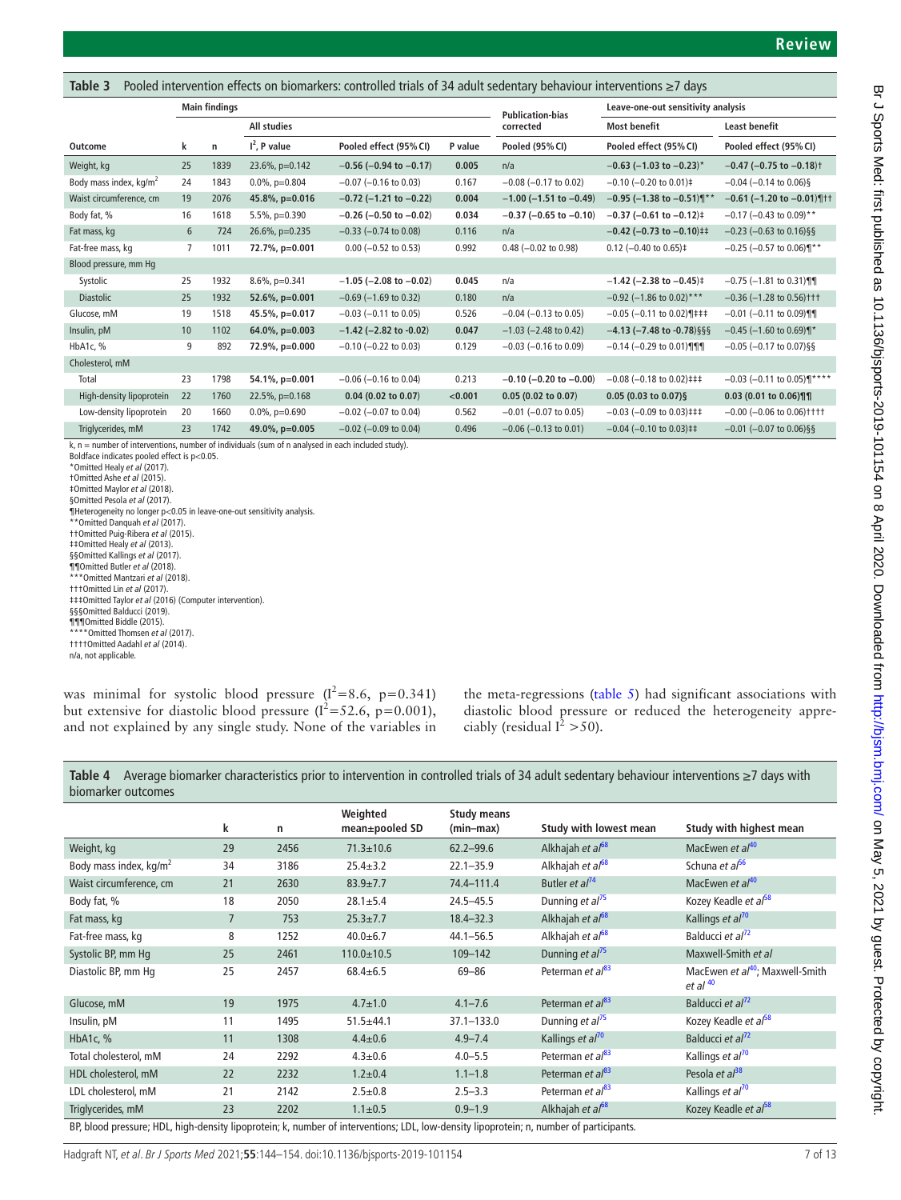**Table 3** Pooled intervention effects on biomarkers: controlled trials of 34 adult sedentary behaviour interventions ≥7 days

| | Main findings | | | | | Publication-bias corrected | Leave-one-out sensitivity analysis | |
|---|---|---|---|---|---|---|---|---|
| | | | All studies | | | | Most benefit | Least benefit |
| Outcome | k | n | $I^2$, P value | Pooled effect (95% CI) | P value | Pooled (95% CI) | Pooled effect (95% CI) | Pooled effect (95% CI) |
| Weight, kg | 25 | 1839 | 23.6%, p=0.142 | **−0.56 (−0.94 to −0.17)** | **0.005** | n/a | **−0.63 (−1.03 to −0.23)***| **−0.47 (−0.75 to −0.18)†** |
| Body mass index, kg/m$^2$ | 24 | 1843 | 0.0%, p=0.804 | −0.07 (−0.16 to 0.03) | 0.167 | −0.08 (−0.17 to 0.02) | −0.10 (−0.20 to 0.01)‡ | −0.04 (−0.14 to 0.06)§ |
| Waist circumference, cm | 19 | 2076 | **45.8%, p=0.016** | **−0.72 (−1.21 to −0.22)** | **0.004** | **−1.00 (−1.51 to −0.49)** | **−0.95 (−1.38 to −0.51)¶****| **−0.61 (−1.20 to −0.01)¶††** |
| Body fat, % | 16 | 1618 | 5.5%, p=0.390 | **−0.26 (−0.50 to −0.02)** | **0.034** | **−0.37 (−0.65 to −0.10)** | **−0.37 (−0.61 to −0.12)‡** | −0.17 (−0.43 to 0.09)** |
| Fat mass, kg | 6 | 724 | 26.6%, p=0.235 | −0.33 (−0.74 to 0.08) | 0.116 | n/a | **−0.42 (−0.73 to −0.10)‡‡** | −0.23 (−0.63 to 0.16)§§ |
| Fat-free mass, kg | 7 | 1011 | **72.7%, p=0.001** | 0.00 (−0.52 to 0.53) | 0.992 | 0.48 (−0.02 to 0.98) | 0.12 (−0.40 to 0.65)‡ | −0.25 (−0.57 to 0.06)¶** |
| Blood pressure, mm Hg | | | | | | | | |
| Systolic | 25 | 1932 | 8.6%, p=0.341 | **−1.05 (−2.08 to −0.02)** | **0.045** | n/a | **−1.42 (−2.38 to −0.45)‡** | −0.75 (−1.81 to 0.31)¶¶ |
| Diastolic | 25 | 1932 | **52.6%, p=0.001** | −0.69 (−1.69 to 0.32) | 0.180 | n/a | −0.92 (−1.86 to 0.02)*** | −0.36 (−1.28 to 0.56)††† |
| Glucose, mM | 19 | 1518 | **45.5%, p=0.017** | −0.03 (−0.11 to 0.05) | 0.526 | −0.04 (−0.13 to 0.05) | −0.05 (−0.11 to 0.02)¶‡‡‡ | −0.01 (−0.11 to 0.09)¶¶ |
| Insulin, pM | 10 | 1102 | **64.0%, p=0.003** | **−1.42 (−2.82 to -0.02)** | **0.047** | −1.03 (−2.48 to 0.42) | **−4.13 (−7.48 to −0.78)§§§** | −0.45 (−1.60 to 0.69)¶* |
| HbA1c, % | 9 | 892 | **72.9%, p=0.000** | −0.10 (−0.22 to 0.03) | 0.129 | −0.03 (−0.16 to 0.09) | −0.14 (−0.29 to 0.01)¶¶¶ | −0.05 (−0.17 to 0.07)§§ |
| Cholesterol, mM | | | | | | | | |
| Total | 23 | 1798 | **54.1%, p=0.001** | −0.06 (−0.16 to 0.04) | 0.213 | **−0.10 (−0.20 to −0.00)** | −0.08 (−0.18 to 0.02)‡‡‡ | −0.03 (−0.11 to 0.05)¶**** |
| High-density lipoprotein | 22 | 1760 | 22.5%, p=0.168 | **0.04 (0.02 to 0.07)** | **<0.001** | **0.05 (0.02 to 0.07)** | **0.05 (0.03 to 0.07)§** | **0.03 (0.01 to 0.06)¶¶** |
| Low-density lipoprotein | 20 | 1660 | 0.0%, p=0.690 | −0.02 (−0.07 to 0.04) | 0.562 | −0.01 (−0.07 to 0.05) | −0.03 (−0.09 to 0.03)‡‡‡ | −0.00 (−0.06 to 0.06)†††† |
| Triglycerides, mM | 23 | 1742 | **49.0%, p=0.005** | −0.02 (−0.09 to 0.04) | 0.496 | −0.06 (−0.13 to 0.01) | −0.04 (−0.10 to 0.03)‡‡ | −0.01 (−0.07 to 0.06)§§ |

k, n = number of interventions, number of individuals (sum of n analysed in each included study).
Boldface indicates pooled effect is p<0.05.
*Omitted Healy *et al* (2017).
†Omitted Ashe *et al* (2015).
‡Omitted Maylor *et al* (2018).
§Omitted Pesola *et al* (2017).
¶Heterogeneity no longer p<0.05 in leave-one-out sensitivity analysis.
**Omitted Danquah *et al* (2017).
††Omitted Puig-Ribera *et al* (2015).
‡‡Omitted Healy *et al* (2013).
§§Omitted Kallings *et al* (2017).
¶¶Omitted Butler *et al* (2018).
***Omitted Mantzari *et al* (2018).
†††Omitted Lin *et al* (2017).
‡‡‡Omitted Taylor *et al* (2016) (Computer intervention).
§§§Omitted Balducci (2019).
¶¶¶Omitted Biddle (2015).
****Omitted Thomsen *et al* (2017).
††††Omitted Aadahl *et al* (2014).
n/a, not applicable.

was minimal for systolic blood pressure ($I^2$=8.6, p=0.341) but extensive for diastolic blood pressure ($I^2$=52.6, p=0.001), and not explained by any single study. None of the variables in the meta-regressions (table 5) had significant associations with diastolic blood pressure or reduced the heterogeneity appreciably (residual $I^2$ >50).

**Table 4** Average biomarker characteristics prior to intervention in controlled trials of 34 adult sedentary behaviour interventions ≥7 days with biomarker outcomes

| | k | n | Weighted mean±pooled SD | Study means (min–max) | Study with lowest mean | Study with highest mean |
|---|---|---|---|---|---|---|
| Weight, kg | 29 | 2456 | 71.3±10.6 | 62.2–99.6 | Alkhajah *et al*[68] | MacEwen *et al*[40] |
| Body mass index, kg/m$^2$ | 34 | 3186 | 25.4±3.2 | 22.1–35.9 | Alkhajah *et al*[68] | Schuna *et al*[56] |
| Waist circumference, cm | 21 | 2630 | 83.9±7.7 | 74.4–111.4 | Butler *et al*[74] | MacEwen *et al*[40] |
| Body fat, % | 18 | 2050 | 28.1±5.4 | 24.5–45.5 | Dunning *et al*[75] | Kozey Keadle *et al*[58] |
| Fat mass, kg | 7 | 753 | 25.3±7.7 | 18.4–32.3 | Alkhajah *et al*[68] | Kallings *et al*[70] |
| Fat-free mass, kg | 8 | 1252 | 40.0±6.7 | 44.1–56.5 | Alkhajah *et al*[68] | Balducci *et al*[72] |
| Systolic BP, mm Hg | 25 | 2461 | 110.0±10.5 | 109–142 | Dunning *et al*[75] | Maxwell-Smith *et al* |
| Diastolic BP, mm Hg | 25 | 2457 | 68.4±6.5 | 69–86 | Peterman *et al*[83] | MacEwen *et al*[40]; Maxwell-Smith *et al*[40] |
| Glucose, mM | 19 | 1975 | 4.7±1.0 | 4.1–7.6 | Peterman *et al*[83] | Balducci *et al*[72] |
| Insulin, pM | 11 | 1495 | 51.5±44.1 | 37.1–133.0 | Dunning *et al*[75] | Kozey Keadle *et al*[58] |
| HbA1c, % | 11 | 1308 | 4.4±0.6 | 4.9–7.4 | Kallings *et al*[70] | Balducci *et al*[72] |
| Total cholesterol, mM | 24 | 2292 | 4.3±0.6 | 4.0–5.5 | Peterman *et al*[83] | Kallings *et al*[70] |
| HDL cholesterol, mM | 22 | 2232 | 1.2±0.4 | 1.1–1.8 | Peterman *et al*[83] | Pesola *et al*[38] |
| LDL cholesterol, mM | 21 | 2142 | 2.5±0.8 | 2.5–3.3 | Peterman *et al*[83] | Kallings *et al*[70] |
| Triglycerides, mM | 23 | 2202 | 1.1±0.5 | 0.9–1.9 | Alkhajah *et al*[68] | Kozey Keadle *et al*[58] |

BP, blood pressure; HDL, high-density lipoprotein; k, number of interventions; LDL, low-density lipoprotein; n, number of participants.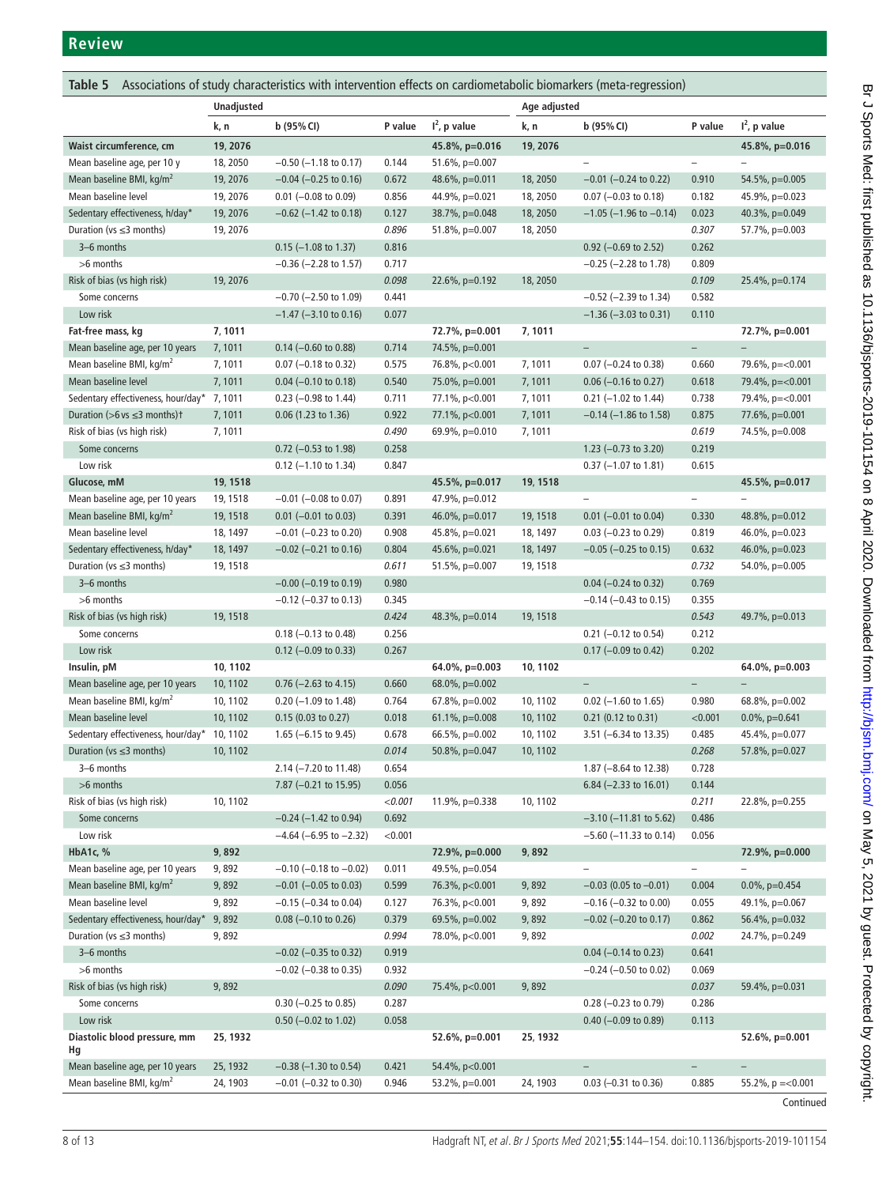## Review

**Table 5** Associations of study characteristics with intervention effects on cardiometabolic biomarkers (meta-regression)

| | Unadjusted | | | | Age adjusted | | | |
|---|---|---|---|---|---|---|---|---|
| | k, n | b (95% CI) | P value | $I^2$, p value | k, n | b (95% CI) | P value | $I^2$, p value |
| **Waist circumference, cm** | **19, 2076** | | | 45.8%, p=0.016 | **19, 2076** | | | 45.8%, p=0.016 |
| Mean baseline age, per 10 y | 18, 2050 | −0.50 (−1.18 to 0.17) | 0.144 | 51.6%, p=0.007 | | – | – | – |
| Mean baseline BMI, kg/m² | 19, 2076 | −0.04 (−0.25 to 0.16) | 0.672 | 48.6%, p=0.011 | 18, 2050 | −0.01 (−0.24 to 0.22) | 0.910 | 54.5%, p=0.005 |
| Mean baseline level | 19, 2076 | 0.01 (−0.08 to 0.09) | 0.856 | 44.9%, p=0.021 | 18, 2050 | 0.07 (−0.03 to 0.18) | 0.182 | 45.9%, p=0.023 |
| Sedentary effectiveness, h/day* | 19, 2076 | −0.62 (−1.42 to 0.18) | 0.127 | 38.7%, p=0.048 | 18, 2050 | −1.05 (−1.96 to −0.14) | 0.023 | 40.3%, p=0.049 |
| Duration (vs ≤3 months) | 19, 2076 | | *0.896* | 51.8%, p=0.007 | 18, 2050 | | *0.307* | 57.7%, p=0.003 |
| 3–6 months | | 0.15 (−1.08 to 1.37) | 0.816 | | | 0.92 (−0.69 to 2.52) | 0.262 | |
| >6 months | | −0.36 (−2.28 to 1.57) | 0.717 | | | −0.25 (−2.28 to 1.78) | 0.809 | |
| Risk of bias (vs high risk) | 19, 2076 | | *0.098* | 22.6%, p=0.192 | 18, 2050 | | *0.109* | 25.4%, p=0.174 |
| Some concerns | | −0.70 (−2.50 to 1.09) | 0.441 | | | −0.52 (−2.39 to 1.34) | 0.582 | |
| Low risk | | −1.47 (−3.10 to 0.16) | 0.077 | | | −1.36 (−3.03 to 0.31) | 0.110 | |
| **Fat-free mass, kg** | **7, 1011** | | | 72.7%, p=0.001 | **7, 1011** | | | 72.7%, p=0.001 |
| Mean baseline age, per 10 years | 7, 1011 | 0.14 (−0.60 to 0.88) | 0.714 | 74.5%, p=0.001 | | – | – | – |
| Mean baseline BMI, kg/m² | 7, 1011 | 0.07 (−0.18 to 0.32) | 0.575 | 76.8%, p<0.001 | 7, 1011 | 0.07 (−0.24 to 0.38) | 0.660 | 79.6%, p=<0.001 |
| Mean baseline level | 7, 1011 | 0.04 (−0.10 to 0.18) | 0.540 | 75.0%, p=0.001 | 7, 1011 | 0.06 (−0.16 to 0.27) | 0.618 | 79.4%, p=<0.001 |
| Sedentary effectiveness, hour/day* | 7, 1011 | 0.23 (−0.98 to 1.44) | 0.711 | 77.1%, p<0.001 | 7, 1011 | 0.21 (−1.02 to 1.44) | 0.738 | 79.4%, p=<0.001 |
| Duration (>6 vs ≤3 months)† | 7, 1011 | 0.06 (1.23 to 1.36) | 0.922 | 77.1%, p<0.001 | 7, 1011 | −0.14 (−1.86 to 1.58) | 0.875 | 77.6%, p=0.001 |
| Risk of bias (vs high risk) | 7, 1011 | | *0.490* | 69.9%, p=0.010 | 7, 1011 | | *0.619* | 74.5%, p=0.008 |
| Some concerns | | 0.72 (−0.53 to 1.98) | 0.258 | | | 1.23 (−0.73 to 3.20) | 0.219 | |
| Low risk | | 0.12 (−1.10 to 1.34) | 0.847 | | | 0.37 (−1.07 to 1.81) | 0.615 | |
| **Glucose, mM** | **19, 1518** | | | 45.5%, p=0.017 | **19, 1518** | | | 45.5%, p=0.017 |
| Mean baseline age, per 10 years | 19, 1518 | −0.01 (−0.08 to 0.07) | 0.891 | 47.9%, p=0.012 | | – | – | – |
| Mean baseline BMI, kg/m² | 19, 1518 | 0.01 (−0.01 to 0.03) | 0.391 | 46.0%, p=0.017 | 19, 1518 | 0.01 (−0.01 to 0.04) | 0.330 | 48.8%, p=0.012 |
| Mean baseline level | 18, 1497 | −0.01 (−0.23 to 0.20) | 0.908 | 45.8%, p=0.021 | 18, 1497 | 0.03 (−0.23 to 0.29) | 0.819 | 46.0%, p=0.023 |
| Sedentary effectiveness, h/day* | 18, 1497 | −0.02 (−0.21 to 0.16) | 0.804 | 45.6%, p=0.021 | 18, 1497 | −0.05 (−0.25 to 0.15) | 0.632 | 46.0%, p=0.023 |
| Duration (vs ≤3 months) | 19, 1518 | | *0.611* | 51.5%, p=0.007 | 19, 1518 | | *0.732* | 54.0%, p=0.005 |
| 3–6 months | | −0.00 (−0.19 to 0.19) | 0.980 | | | 0.04 (−0.24 to 0.32) | 0.769 | |
| >6 months | | −0.12 (−0.37 to 0.13) | 0.345 | | | −0.14 (−0.43 to 0.15) | 0.355 | |
| Risk of bias (vs high risk) | 19, 1518 | | *0.424* | 48.3%, p=0.014 | 19, 1518 | | *0.543* | 49.7%, p=0.013 |
| Some concerns | | 0.18 (−0.13 to 0.48) | 0.256 | | | 0.21 (−0.12 to 0.54) | 0.212 | |
| Low risk | | 0.12 (−0.09 to 0.33) | 0.267 | | | 0.17 (−0.09 to 0.42) | 0.202 | |
| **Insulin, pM** | **10, 1102** | | | 64.0%, p=0.003 | **10, 1102** | | | 64.0%, p=0.003 |
| Mean baseline age, per 10 years | 10, 1102 | 0.76 (−2.63 to 4.15) | 0.660 | 68.0%, p=0.002 | | – | – | – |
| Mean baseline BMI, kg/m² | 10, 1102 | 0.20 (−1.09 to 1.48) | 0.764 | 67.8%, p=0.002 | 10, 1102 | 0.02 (−1.60 to 1.65) | 0.980 | 68.8%, p=0.002 |
| Mean baseline level | 10, 1102 | 0.15 (0.03 to 0.27) | 0.018 | 61.1%, p=0.008 | 10, 1102 | 0.21 (0.12 to 0.31) | <0.001 | 0.0%, p=0.641 |
| Sedentary effectiveness, hour/day* | 10, 1102 | 1.65 (−6.15 to 9.45) | 0.678 | 66.5%, p=0.002 | 10, 1102 | 3.51 (−6.34 to 13.35) | 0.485 | 45.4%, p=0.077 |
| Duration (vs ≤3 months) | 10, 1102 | | *0.014* | 50.8%, p=0.047 | 10, 1102 | | *0.268* | 57.8%, p=0.027 |
| 3–6 months | | 2.14 (−7.20 to 11.48) | 0.654 | | | 1.87 (−8.64 to 12.38) | 0.728 | |
| >6 months | | 7.87 (−0.21 to 15.95) | 0.056 | | | 6.84 (−2.33 to 16.01) | 0.144 | |
| Risk of bias (vs high risk) | 10, 1102 | | *<0.001* | 11.9%, p=0.338 | 10, 1102 | | *0.211* | 22.8%, p=0.255 |
| Some concerns | | −0.24 (−1.42 to 0.94) | 0.692 | | | −3.10 (−11.81 to 5.62) | 0.486 | |
| Low risk | | −4.64 (−6.95 to −2.32) | <0.001 | | | −5.60 (−11.33 to 0.14) | 0.056 | |
| **HbA1c, %** | **9, 892** | | | 72.9%, p=0.000 | **9, 892** | | | 72.9%, p=0.000 |
| Mean baseline age, per 10 years | 9, 892 | −0.10 (−0.18 to −0.02) | 0.011 | 49.5%, p=0.054 | | – | – | – |
| Mean baseline BMI, kg/m² | 9, 892 | −0.01 (−0.05 to 0.03) | 0.599 | 76.3%, p<0.001 | 9, 892 | −0.03 (0.05 to −0.01) | 0.004 | 0.0%, p=0.454 |
| Mean baseline level | 9, 892 | −0.15 (−0.34 to 0.04) | 0.127 | 76.3%, p<0.001 | 9, 892 | −0.16 (−0.32 to 0.00) | 0.055 | 49.1%, p=0.067 |
| Sedentary effectiveness, hour/day* | 9, 892 | 0.08 (−0.10 to 0.26) | 0.379 | 69.5%, p=0.002 | 9, 892 | −0.02 (−0.20 to 0.17) | 0.862 | 56.4%, p=0.032 |
| Duration (vs ≤3 months) | 9, 892 | | *0.994* | 78.0%, p<0.001 | 9, 892 | | *0.002* | 24.7%, p=0.249 |
| 3–6 months | | −0.02 (−0.35 to 0.32) | 0.919 | | | 0.04 (−0.14 to 0.23) | 0.641 | |
| >6 months | | −0.02 (−0.38 to 0.35) | 0.932 | | | −0.24 (−0.50 to 0.02) | 0.069 | |
| Risk of bias (vs high risk) | 9, 892 | | *0.090* | 75.4%, p<0.001 | 9, 892 | | *0.037* | 59.4%, p=0.031 |
| Some concerns | | 0.30 (−0.25 to 0.85) | 0.287 | | | 0.28 (−0.23 to 0.79) | 0.286 | |
| Low risk | | 0.50 (−0.02 to 1.02) | 0.058 | | | 0.40 (−0.09 to 0.89) | 0.113 | |
| **Diastolic blood pressure, mm Hg** | **25, 1932** | | | 52.6%, p=0.001 | **25, 1932** | | | 52.6%, p=0.001 |
| Mean baseline age, per 10 years | 25, 1932 | −0.38 (−1.30 to 0.54) | 0.421 | 54.4%, p<0.001 | | – | – | – |
| Mean baseline BMI, kg/m² | 24, 1903 | −0.01 (−0.32 to 0.30) | 0.946 | 53.2%, p=0.001 | 24, 1903 | 0.03 (−0.31 to 0.36) | 0.885 | 55.2%, p =<0.001 |

Continued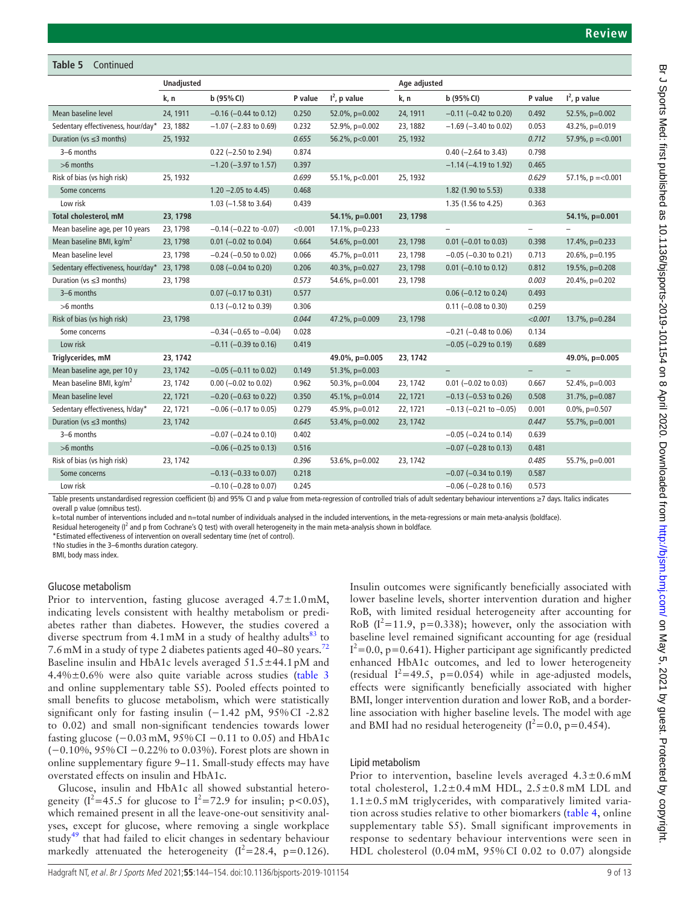**Table 5** Continued

| | Unadjusted | | | | Age adjusted | | | |
|---|---|---|---|---|---|---|---|---|
| | k, n | b (95% CI) | P value | $I^2$, p value | k, n | b (95% CI) | P value | $I^2$, p value |
| Mean baseline level | 24, 1911 | −0.16 (−0.44 to 0.12) | 0.250 | 52.0%, p=0.002 | 24, 1911 | −0.11 (−0.42 to 0.20) | 0.492 | 52.5%, p=0.002 |
| Sedentary effectiveness, hour/day* | 23, 1882 | −1.07 (−2.83 to 0.69) | 0.232 | 52.9%, p=0.002 | 23, 1882 | −1.69 (−3.40 to 0.02) | 0.053 | 43.2%, p=0.019 |
| Duration (vs ≤3 months) | 25, 1932 | | *0.655* | 56.2%, p<0.001 | 25, 1932 | | *0.712* | 57.9%, p =<0.001 |
| 3–6 months | | 0.22 (−2.50 to 2.94) | 0.874 | | | 0.40 (−2.64 to 3.43) | 0.798 | |
| >6 months | | −1.20 (−3.97 to 1.57) | 0.397 | | | −1.14 (−4.19 to 1.92) | 0.465 | |
| Risk of bias (vs high risk) | 25, 1932 | | *0.699* | 55.1%, p<0.001 | 25, 1932 | | *0.629* | 57.1%, p =<0.001 |
| Some concerns | | 1.20 −2.05 to 4.45) | 0.468 | | | 1.82 (1.90 to 5.53) | 0.338 | |
| Low risk | | 1.03 (−1.58 to 3.64) | 0.439 | | | 1.35 (1.56 to 4.25) | 0.363 | |
| **Total cholesterol, mM** | **23, 1798** | | | **54.1%, p=0.001** | **23, 1798** | | | **54.1%, p=0.001** |
| Mean baseline age, per 10 years | 23, 1798 | −0.14 (−0.22 to -0.07) | <0.001 | 17.1%, p=0.233 | | – | – | – |
| Mean baseline BMI, kg/m$^2$ | 23, 1798 | 0.01 (−0.02 to 0.04) | 0.664 | 54.6%, p=0.001 | 23, 1798 | 0.01 (−0.01 to 0.03) | 0.398 | 17.4%, p=0.233 |
| Mean baseline level | 23, 1798 | −0.24 (−0.50 to 0.02) | 0.066 | 45.7%, p=0.011 | 23, 1798 | −0.05 (−0.30 to 0.21) | 0.713 | 20.6%, p=0.195 |
| Sedentary effectiveness, hour/day* | 23, 1798 | 0.08 (−0.04 to 0.20) | 0.206 | 40.3%, p=0.027 | 23, 1798 | 0.01 (−0.10 to 0.12) | 0.812 | 19.5%, p=0.208 |
| Duration (vs ≤3 months) | 23, 1798 | | *0.573* | 54.6%, p=0.001 | 23, 1798 | | *0.003* | 20.4%, p=0.202 |
| 3–6 months | | 0.07 (−0.17 to 0.31) | 0.577 | | | 0.06 (−0.12 to 0.24) | 0.493 | |
| >6 months | | 0.13 (−0.12 to 0.39) | 0.306 | | | 0.11 (−0.08 to 0.30) | 0.259 | |
| Risk of bias (vs high risk) | 23, 1798 | | *0.044* | 47.2%, p=0.009 | 23, 1798 | | *<0.001* | 13.7%, p=0.284 |
| Some concerns | | −0.34 (−0.65 to −0.04) | 0.028 | | | −0.21 (−0.48 to 0.06) | 0.134 | |
| Low risk | | −0.11 (−0.39 to 0.16) | 0.419 | | | −0.05 (−0.29 to 0.19) | 0.689 | |
| **Triglycerides, mM** | **23, 1742** | | | **49.0%, p=0.005** | **23, 1742** | | | **49.0%, p=0.005** |
| Mean baseline age, per 10 y | 23, 1742 | −0.05 (−0.11 to 0.02) | 0.149 | 51.3%, p=0.003 | | – | – | – |
| Mean baseline BMI, kg/m$^2$ | 23, 1742 | 0.00 (−0.02 to 0.02) | 0.962 | 50.3%, p=0.004 | 23, 1742 | 0.01 (−0.02 to 0.03) | 0.667 | 52.4%, p=0.003 |
| Mean baseline level | 22, 1721 | −0.20 (−0.63 to 0.22) | 0.350 | 45.1%, p=0.014 | 22, 1721 | −0.13 (−0.53 to 0.26) | 0.508 | 31.7%, p=0.087 |
| Sedentary effectiveness, h/day* | 22, 1721 | −0.06 (−0.17 to 0.05) | 0.279 | 45.9%, p=0.012 | 22, 1721 | −0.13 (−0.21 to −0.05) | 0.001 | 0.0%, p=0.507 |
| Duration (vs ≤3 months) | 23, 1742 | | *0.645* | 53.4%, p=0.002 | 23, 1742 | | *0.447* | 55.7%, p=0.001 |
| 3–6 months | | −0.07 (−0.24 to 0.10) | 0.402 | | | −0.05 (−0.24 to 0.14) | 0.639 | |
| >6 months | | −0.06 (−0.25 to 0.13) | 0.516 | | | −0.07 (−0.28 to 0.13) | 0.481 | |
| Risk of bias (vs high risk) | 23, 1742 | | *0.396* | 53.6%, p=0.002 | 23, 1742 | | *0.485* | 55.7%, p=0.001 |
| Some concerns | | −0.13 (−0.33 to 0.07) | 0.218 | | | −0.07 (−0.34 to 0.19) | 0.587 | |
| Low risk | | −0.10 (−0.28 to 0.07) | 0.245 | | | −0.06 (−0.28 to 0.16) | 0.573 | |

Table presents unstandardised regression coefficient (b) and 95% CI and p value from meta-regression of controlled trials of adult sedentary behaviour interventions ≥7 days. Italics indicates overall p value (omnibus test).
k=total number of interventions included and n=total number of individuals analysed in the included interventions, in the meta-regressions or main meta-analysis (boldface).
Residual heterogeneity ($I^2$ and p from Cochrane's Q test) with overall heterogeneity in the main meta-analysis shown in boldface.
*Estimated effectiveness of intervention on overall sedentary time (net of control).
†No studies in the 3–6 months duration category.
BMI, body mass index.

### Glucose metabolism

Prior to intervention, fasting glucose averaged 4.7±1.0 mM, indicating levels consistent with healthy metabolism or prediabetes rather than diabetes. However, the studies covered a diverse spectrum from 4.1 mM in a study of healthy adults[83] to 7.6 mM in a study of type 2 diabetes patients aged 40–80 years.[72] Baseline insulin and HbA1c levels averaged 51.5±44.1 pM and 4.4%±0.6% were also quite variable across studies (table 3 and online supplementary table S5). Pooled effects pointed to small benefits to glucose metabolism, which were statistically significant only for fasting insulin (−1.42 pM, 95% CI -2.82 to 0.02) and small non-significant tendencies towards lower fasting glucose (−0.03 mM, 95% CI −0.11 to 0.05) and HbA1c (−0.10%, 95% CI −0.22% to 0.03%). Forest plots are shown in online supplementary figure 9–11. Small-study effects may have overstated effects on insulin and HbA1c.

Glucose, insulin and HbA1c all showed substantial heterogeneity ($I^2$=45.5 for glucose to $I^2$=72.9 for insulin; p<0.05), which remained present in all the leave-one-out sensitivity analyses, except for glucose, where removing a single workplace study[49] that had failed to elicit changes in sedentary behaviour markedly attenuated the heterogeneity ($I^2$=28.4, p=0.126). Insulin outcomes were significantly beneficially associated with lower baseline levels, shorter intervention duration and higher RoB, with limited residual heterogeneity after accounting for RoB ($I^2$=11.9, p=0.338); however, only the association with baseline level remained significant accounting for age (residual $I^2$=0.0, p=0.641). Higher participant age significantly predicted enhanced HbA1c outcomes, and led to lower heterogeneity (residual $I^2$=49.5, p=0.054) while in age-adjusted models, effects were significantly beneficially associated with higher BMI, longer intervention duration and lower RoB, and a borderline association with higher baseline levels. The model with age and BMI had no residual heterogeneity ($I^2$=0.0, p=0.454).

### Lipid metabolism

Prior to intervention, baseline levels averaged 4.3±0.6 mM total cholesterol, 1.2±0.4 mM HDL, 2.5±0.8 mM LDL and 1.1±0.5 mM triglycerides, with comparatively limited variation across studies relative to other biomarkers (table 4, online supplementary table S5). Small significant improvements in response to sedentary behaviour interventions were seen in HDL cholesterol (0.04 mM, 95% CI 0.02 to 0.07) alongside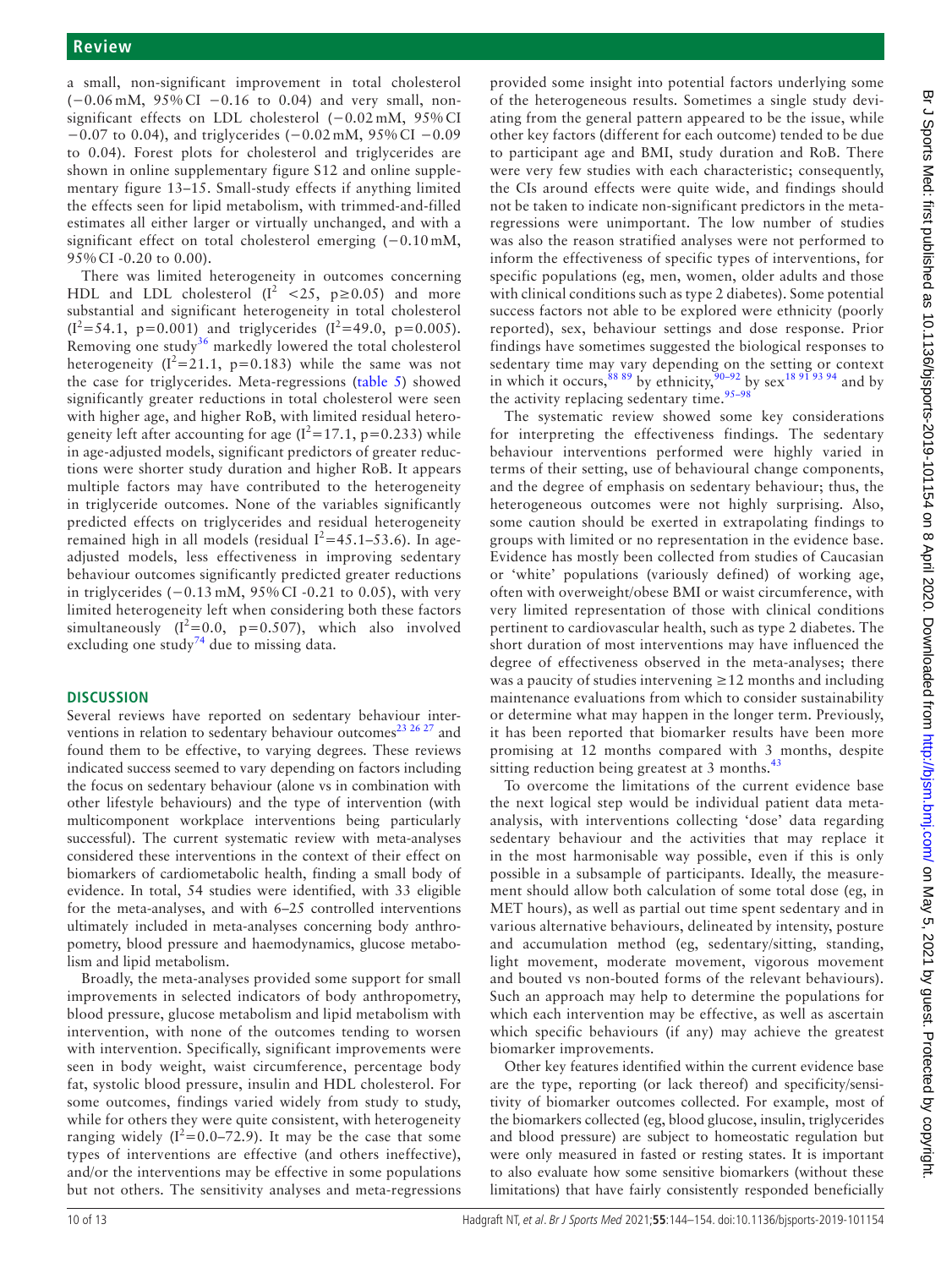a small, non-significant improvement in total cholesterol (−0.06 mM, 95% CI −0.16 to 0.04) and very small, non-significant effects on LDL cholesterol (−0.02 mM, 95% CI −0.07 to 0.04), and triglycerides (−0.02 mM, 95% CI −0.09 to 0.04). Forest plots for cholesterol and triglycerides are shown in online supplementary figure S12 and online supplementary figure 13–15. Small-study effects if anything limited the effects seen for lipid metabolism, with trimmed-and-filled estimates all either larger or virtually unchanged, and with a significant effect on total cholesterol emerging (−0.10 mM, 95% CI -0.20 to 0.00).

There was limited heterogeneity in outcomes concerning HDL and LDL cholesterol ($I^2$ <25, p≥0.05) and more substantial and significant heterogeneity in total cholesterol ($I^2$=54.1, p=0.001) and triglycerides ($I^2$=49.0, p=0.005). Removing one study[36] markedly lowered the total cholesterol heterogeneity ($I^2$=21.1, p=0.183) while the same was not the case for triglycerides. Meta-regressions (table 5) showed significantly greater reductions in total cholesterol were seen with higher age, and higher RoB, with limited residual heterogeneity left after accounting for age ($I^2$=17.1, p=0.233) while in age-adjusted models, significant predictors of greater reductions were shorter study duration and higher RoB. It appears multiple factors may have contributed to the heterogeneity in triglyceride outcomes. None of the variables significantly predicted effects on triglycerides and residual heterogeneity remained high in all models (residual $I^2$=45.1–53.6). In age-adjusted models, less effectiveness in improving sedentary behaviour outcomes significantly predicted greater reductions in triglycerides (−0.13 mM, 95% CI -0.21 to 0.05), with very limited heterogeneity left when considering both these factors simultaneously ($I^2$=0.0, p=0.507), which also involved excluding one study[74] due to missing data.

## DISCUSSION

Several reviews have reported on sedentary behaviour interventions in relation to sedentary behaviour outcomes[23 26 27] and found them to be effective, to varying degrees. These reviews indicated success seemed to vary depending on factors including the focus on sedentary behaviour (alone vs in combination with other lifestyle behaviours) and the type of intervention (with multicomponent workplace interventions being particularly successful). The current systematic review with meta-analyses considered these interventions in the context of their effect on biomarkers of cardiometabolic health, finding a small body of evidence. In total, 54 studies were identified, with 33 eligible for the meta-analyses, and with 6–25 controlled interventions ultimately included in meta-analyses concerning body anthropometry, blood pressure and haemodynamics, glucose metabolism and lipid metabolism.

Broadly, the meta-analyses provided some support for small improvements in selected indicators of body anthropometry, blood pressure, glucose metabolism and lipid metabolism with intervention, with none of the outcomes tending to worsen with intervention. Specifically, significant improvements were seen in body weight, waist circumference, percentage body fat, systolic blood pressure, insulin and HDL cholesterol. For some outcomes, findings varied widely from study to study, while for others they were quite consistent, with heterogeneity ranging widely ($I^2$=0.0–72.9). It may be the case that some types of interventions are effective (and others ineffective), and/or the interventions may be effective in some populations but not others. The sensitivity analyses and meta-regressions provided some insight into potential factors underlying some of the heterogeneous results. Sometimes a single study deviating from the general pattern appeared to be the issue, while other key factors (different for each outcome) tended to be due to participant age and BMI, study duration and RoB. There were very few studies with each characteristic; consequently, the CIs around effects were quite wide, and findings should not be taken to indicate non-significant predictors in the meta-regressions were unimportant. The low number of studies was also the reason stratified analyses were not performed to inform the effectiveness of specific types of interventions, for specific populations (eg, men, women, older adults and those with clinical conditions such as type 2 diabetes). Some potential success factors not able to be explored were ethnicity (poorly reported), sex, behaviour settings and dose response. Prior findings have sometimes suggested the biological responses to sedentary time may vary depending on the setting or context in which it occurs,[88 89] by ethnicity,[90–92] by sex[18 91 93 94] and by the activity replacing sedentary time.[95–98]

The systematic review showed some key considerations for interpreting the effectiveness findings. The sedentary behaviour interventions performed were highly varied in terms of their setting, use of behavioural change components, and the degree of emphasis on sedentary behaviour; thus, the heterogeneous outcomes were not highly surprising. Also, some caution should be exerted in extrapolating findings to groups with limited or no representation in the evidence base. Evidence has mostly been collected from studies of Caucasian or 'white' populations (variously defined) of working age, often with overweight/obese BMI or waist circumference, with very limited representation of those with clinical conditions pertinent to cardiovascular health, such as type 2 diabetes. The short duration of most interventions may have influenced the degree of effectiveness observed in the meta-analyses; there was a paucity of studies intervening ≥12 months and including maintenance evaluations from which to consider sustainability or determine what may happen in the longer term. Previously, it has been reported that biomarker results have been more promising at 12 months compared with 3 months, despite sitting reduction being greatest at 3 months.[43]

To overcome the limitations of the current evidence base the next logical step would be individual patient data meta-analysis, with interventions collecting 'dose' data regarding sedentary behaviour and the activities that may replace it in the most harmonisable way possible, even if this is only possible in a subsample of participants. Ideally, the measurement should allow both calculation of some total dose (eg, in MET hours), as well as partial out time spent sedentary and in various alternative behaviours, delineated by intensity, posture and accumulation method (eg, sedentary/sitting, standing, light movement, moderate movement, vigorous movement and bouted vs non-bouted forms of the relevant behaviours). Such an approach may help to determine the populations for which each intervention may be effective, as well as ascertain which specific behaviours (if any) may achieve the greatest biomarker improvements.

Other key features identified within the current evidence base are the type, reporting (or lack thereof) and specificity/sensitivity of biomarker outcomes collected. For example, most of the biomarkers collected (eg, blood glucose, insulin, triglycerides and blood pressure) are subject to homeostatic regulation but were only measured in fasted or resting states. It is important to also evaluate how some sensitive biomarkers (without these limitations) that have fairly consistently responded beneficially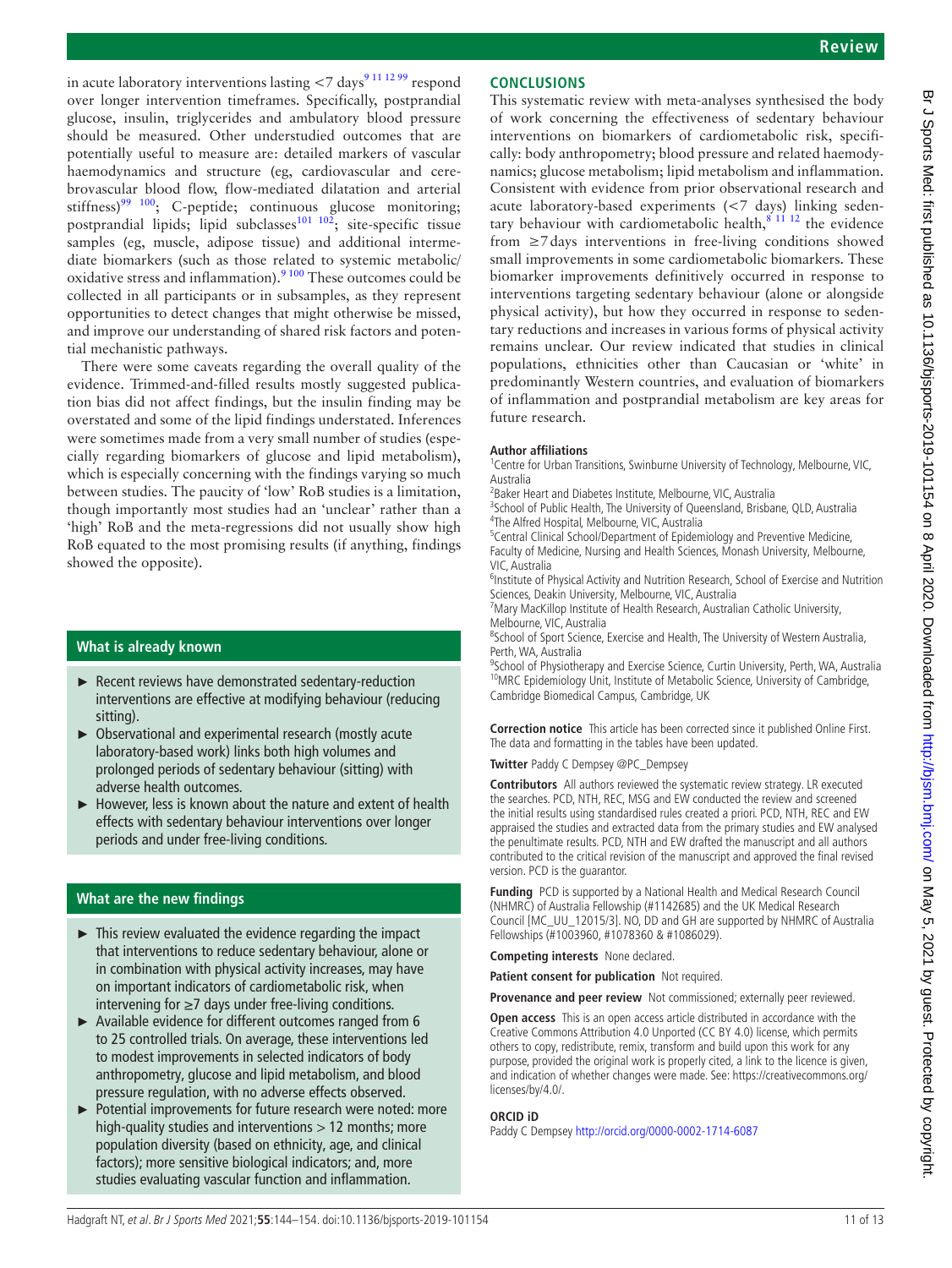in acute laboratory interventions lasting <7 days[9 11 12 99] respond over longer intervention timeframes. Specifically, postprandial glucose, insulin, triglycerides and ambulatory blood pressure should be measured. Other understudied outcomes that are potentially useful to measure are: detailed markers of vascular haemodynamics and structure (eg, cardiovascular and cerebrovascular blood flow, flow-mediated dilatation and arterial stiffness)[99 100]; C-peptide; continuous glucose monitoring; postprandial lipids; lipid subclasses[101 102]; site-specific tissue samples (eg, muscle, adipose tissue) and additional intermediate biomarkers (such as those related to systemic metabolic/oxidative stress and inflammation).[9 100] These outcomes could be collected in all participants or in subsamples, as they represent opportunities to detect changes that might otherwise be missed, and improve our understanding of shared risk factors and potential mechanistic pathways.

There were some caveats regarding the overall quality of the evidence. Trimmed-and-filled results mostly suggested publication bias did not affect findings, but the insulin finding may be overstated and some of the lipid findings understated. Inferences were sometimes made from a very small number of studies (especially regarding biomarkers of glucose and lipid metabolism), which is especially concerning with the findings varying so much between studies. The paucity of 'low' RoB studies is a limitation, though importantly most studies had an 'unclear' rather than a 'high' RoB and the meta-regressions did not usually show high RoB equated to the most promising results (if anything, findings showed the opposite).

## What is already known

- ► Recent reviews have demonstrated sedentary-reduction interventions are effective at modifying behaviour (reducing sitting).
- ► Observational and experimental research (mostly acute laboratory-based work) links both high volumes and prolonged periods of sedentary behaviour (sitting) with adverse health outcomes.
- ► However, less is known about the nature and extent of health effects with sedentary behaviour interventions over longer periods and under free-living conditions.

## What are the new findings

- ► This review evaluated the evidence regarding the impact that interventions to reduce sedentary behaviour, alone or in combination with physical activity increases, may have on important indicators of cardiometabolic risk, when intervening for ≥7 days under free-living conditions.
- ► Available evidence for different outcomes ranged from 6 to 25 controlled trials. On average, these interventions led to modest improvements in selected indicators of body anthropometry, glucose and lipid metabolism, and blood pressure regulation, with no adverse effects observed.
- ► Potential improvements for future research were noted: more high-quality studies and interventions > 12 months; more population diversity (based on ethnicity, age, and clinical factors); more sensitive biological indicators; and, more studies evaluating vascular function and inflammation.

## CONCLUSIONS

This systematic review with meta-analyses synthesised the body of work concerning the effectiveness of sedentary behaviour interventions on biomarkers of cardiometabolic risk, specifically: body anthropometry; blood pressure and related haemodynamics; glucose metabolism; lipid metabolism and inflammation. Consistent with evidence from prior observational research and acute laboratory-based experiments (<7 days) linking sedentary behaviour with cardiometabolic health,[8 11 12] the evidence from ≥7 days interventions in free-living conditions showed small improvements in some cardiometabolic biomarkers. These biomarker improvements definitively occurred in response to interventions targeting sedentary behaviour (alone or alongside physical activity), but how they occurred in response to sedentary reductions and increases in various forms of physical activity remains unclear. Our review indicated that studies in clinical populations, ethnicities other than Caucasian or 'white' in predominantly Western countries, and evaluation of biomarkers of inflammation and postprandial metabolism are key areas for future research.

**Author affiliations**

[1]Centre for Urban Transitions, Swinburne University of Technology, Melbourne, VIC, Australia
[2]Baker Heart and Diabetes Institute, Melbourne, VIC, Australia
[3]School of Public Health, The University of Queensland, Brisbane, QLD, Australia
[4]The Alfred Hospital, Melbourne, VIC, Australia
[5]Central Clinical School/Department of Epidemiology and Preventive Medicine, Faculty of Medicine, Nursing and Health Sciences, Monash University, Melbourne, VIC, Australia
[6]Institute of Physical Activity and Nutrition Research, School of Exercise and Nutrition Sciences, Deakin University, Melbourne, VIC, Australia
[7]Mary MacKillop Institute of Health Research, Australian Catholic University, Melbourne, VIC, Australia
[8]School of Sport Science, Exercise and Health, The University of Western Australia, Perth, WA, Australia
[9]School of Physiotherapy and Exercise Science, Curtin University, Perth, WA, Australia
[10]MRC Epidemiology Unit, Institute of Metabolic Science, University of Cambridge, Cambridge Biomedical Campus, Cambridge, UK

**Correction notice** This article has been corrected since it published Online First. The data and formatting in the tables have been updated.

**Twitter** Paddy C Dempsey @PC_Dempsey

**Contributors** All authors reviewed the systematic review strategy. LR executed the searches. PCD, NTH, REC, MSG and EW conducted the review and screened the initial results using standardised rules created a priori. PCD, NTH, REC and EW appraised the studies and extracted data from the primary studies and EW analysed the penultimate results. PCD, NTH and EW drafted the manuscript and all authors contributed to the critical revision of the manuscript and approved the final revised version. PCD is the guarantor.

**Funding** PCD is supported by a National Health and Medical Research Council (NHMRC) of Australia Fellowship (#1142685) and the UK Medical Research Council [MC_UU_12015/3]. NO, DD and GH are supported by NHMRC of Australia Fellowships (#1003960, #1078360 & #1086029).

**Competing interests** None declared.

**Patient consent for publication** Not required.

**Provenance and peer review** Not commissioned; externally peer reviewed.

**Open access** This is an open access article distributed in accordance with the Creative Commons Attribution 4.0 Unported (CC BY 4.0) license, which permits others to copy, redistribute, remix, transform and build upon this work for any purpose, provided the original work is properly cited, a link to the licence is given, and indication of whether changes were made. See: https://creativecommons.org/licenses/by/4.0/.

**ORCID iD**

Paddy C Dempsey http://orcid.org/0000-0002-1714-6087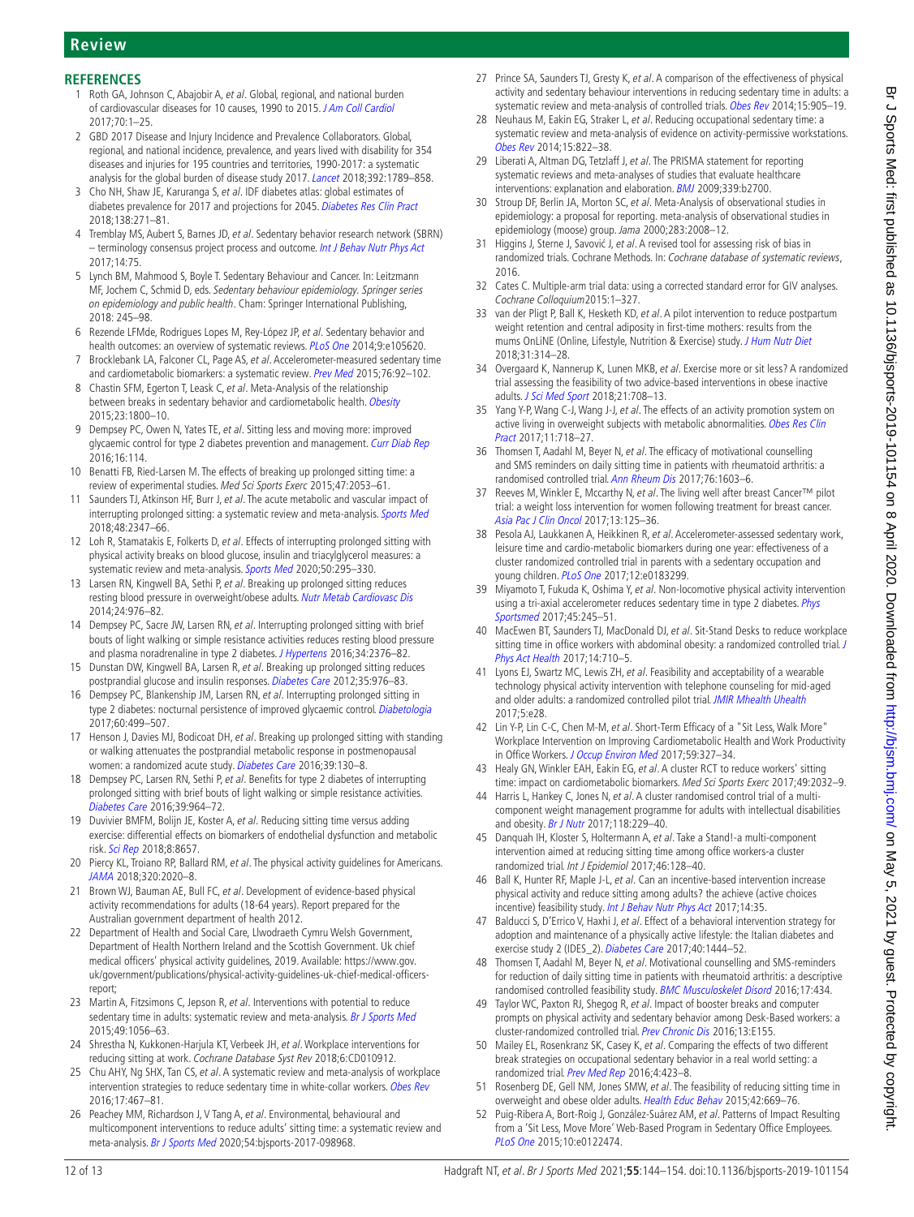## REFERENCES

1. Roth GA, Johnson C, Abajobir A, *et al*. Global, regional, and national burden of cardiovascular diseases for 10 causes, 1990 to 2015. *J Am Coll Cardiol* 2017;70:1–25.
2. GBD 2017 Disease and Injury Incidence and Prevalence Collaborators. Global, regional, and national incidence, prevalence, and years lived with disability for 354 diseases and injuries for 195 countries and territories, 1990-2017: a systematic analysis for the global burden of disease study 2017. *Lancet* 2018;392:1789–858.
3. Cho NH, Shaw JE, Karuranga S, *et al*. IDF diabetes atlas: global estimates of diabetes prevalence for 2017 and projections for 2045. *Diabetes Res Clin Pract* 2018;138:271–81.
4. Tremblay MS, Aubert S, Barnes JD, *et al*. Sedentary behavior research network (SBRN) – terminology consensus project process and outcome. *Int J Behav Nutr Phys Act* 2017;14:75.
5. Lynch BM, Mahmood S, Boyle T. Sedentary Behaviour and Cancer. In: Leitzmann MF, Jochem C, Schmid D, eds. *Sedentary behaviour epidemiology. Springer series on epidemiology and public health*. Cham: Springer International Publishing, 2018: 245–98.
6. Rezende LFMde, Rodrigues Lopes M, Rey-López JP, *et al*. Sedentary behavior and health outcomes: an overview of systematic reviews. *PLoS One* 2014;9:e105620.
7. Brocklebank LA, Falconer CL, Page AS, *et al*. Accelerometer-measured sedentary time and cardiometabolic biomarkers: a systematic review. *Prev Med* 2015;76:92–102.
8. Chastin SFM, Egerton T, Leask C, *et al*. Meta-Analysis of the relationship between breaks in sedentary behavior and cardiometabolic health. *Obesity* 2015;23:1800–10.
9. Dempsey PC, Owen N, Yates TE, *et al*. Sitting less and moving more: improved glycaemic control for type 2 diabetes prevention and management. *Curr Diab Rep* 2016;16:114.
10. Benatti FB, Ried-Larsen M. The effects of breaking up prolonged sitting time: a review of experimental studies. *Med Sci Sports Exerc* 2015;47:2053–61.
11. Saunders TJ, Atkinson HF, Burr J, *et al*. The acute metabolic and vascular impact of interrupting prolonged sitting: a systematic review and meta-analysis. *Sports Med* 2018;48:2347–66.
12. Loh R, Stamatakis E, Folkerts D, *et al*. Effects of interrupting prolonged sitting with physical activity breaks on blood glucose, insulin and triacylglycerol measures: a systematic review and meta-analysis. *Sports Med* 2020;50:295–330.
13. Larsen RN, Kingwell BA, Sethi P, *et al*. Breaking up prolonged sitting reduces resting blood pressure in overweight/obese adults. *Nutr Metab Cardiovasc Dis* 2014;24:976–82.
14. Dempsey PC, Sacre JW, Larsen RN, *et al*. Interrupting prolonged sitting with brief bouts of light walking or simple resistance activities reduces resting blood pressure and plasma noradrenaline in type 2 diabetes. *J Hypertens* 2016;34:2376–82.
15. Dunstan DW, Kingwell BA, Larsen R, *et al*. Breaking up prolonged sitting reduces postprandial glucose and insulin responses. *Diabetes Care* 2012;35:976–83.
16. Dempsey PC, Blankenship JM, Larsen RN, *et al*. Interrupting prolonged sitting in type 2 diabetes: nocturnal persistence of improved glycaemic control. *Diabetologia* 2017;60:499–507.
17. Henson J, Davies MJ, Bodicoat DH, *et al*. Breaking up prolonged sitting with standing or walking attenuates the postprandial metabolic response in postmenopausal women: a randomized acute study. *Diabetes Care* 2016;39:130–8.
18. Dempsey PC, Larsen RN, Sethi P, *et al*. Benefits for type 2 diabetes of interrupting prolonged sitting with brief bouts of light walking or simple resistance activities. *Diabetes Care* 2016;39:964–72.
19. Duvivier BMFM, Bolijn JE, Koster A, *et al*. Reducing sitting time versus adding exercise: differential effects on biomarkers of endothelial dysfunction and metabolic risk. *Sci Rep* 2018;8:8657.
20. Piercy KL, Troiano RP, Ballard RM, *et al*. The physical activity guidelines for Americans. *JAMA* 2018;320:2020–8.
21. Brown WJ, Bauman AE, Bull FC, *et al*. Development of evidence-based physical activity recommendations for adults (18-64 years). Report prepared for the Australian government department of health 2012.
22. Department of Health and Social Care, Llwodraeth Cymru Welsh Government, Department of Health Northern Ireland and the Scottish Government. Uk chief medical officers' physical activity guidelines, 2019. Available: https://www.gov.uk/government/publications/physical-activity-guidelines-uk-chief-medical-officers-report;
23. Martin A, Fitzsimons C, Jepson R, *et al*. Interventions with potential to reduce sedentary time in adults: systematic review and meta-analysis. *Br J Sports Med* 2015;49:1056–63.
24. Shrestha N, Kukkonen-Harjula KT, Verbeek JH, *et al*. Workplace interventions for reducing sitting at work. *Cochrane Database Syst Rev* 2018;6:CD010912.
25. Chu AHY, Ng SHX, Tan CS, *et al*. A systematic review and meta-analysis of workplace intervention strategies to reduce sedentary time in white-collar workers. *Obes Rev* 2016;17:467–81.
26. Peachey MM, Richardson J, V Tang A, *et al*. Environmental, behavioural and multicomponent interventions to reduce adults' sitting time: a systematic review and meta-analysis. *Br J Sports Med* 2020;54:bjsports-2017-098968.
27. Prince SA, Saunders TJ, Gresty K, *et al*. A comparison of the effectiveness of physical activity and sedentary behaviour interventions in reducing sedentary time in adults: a systematic review and meta-analysis of controlled trials. *Obes Rev* 2014;15:905–19.
28. Neuhaus M, Eakin EG, Straker L, *et al*. Reducing occupational sedentary time: a systematic review and meta-analysis of evidence on activity-permissive workstations. *Obes Rev* 2014;15:822–38.
29. Liberati A, Altman DG, Tetzlaff J, *et al*. The PRISMA statement for reporting systematic reviews and meta-analyses of studies that evaluate healthcare interventions: explanation and elaboration. *BMJ* 2009;339:b2700.
30. Stroup DF, Berlin JA, Morton SC, *et al*. Meta-Analysis of observational studies in epidemiology: a proposal for reporting. meta-analysis of observational studies in epidemiology (moose) group. *Jama* 2000;283:2008–12.
31. Higgins J, Sterne J, Savović J, *et al*. A revised tool for assessing risk of bias in randomized trials. Cochrane Methods. In: *Cochrane database of systematic reviews*, 2016.
32. Cates C. Multiple-arm trial data: using a corrected standard error for GIV analyses. *Cochrane Colloquium*2015:1–327.
33. van der Pligt P, Ball K, Hesketh KD, *et al*. A pilot intervention to reduce postpartum weight retention and central adiposity in first-time mothers: results from the mums OnLiNE (Online, Lifestyle, Nutrition & Exercise) study. *J Hum Nutr Diet* 2018;31:314–28.
34. Overgaard K, Nannerup K, Lunen MKB, *et al*. Exercise more or sit less? A randomized trial assessing the feasibility of two advice-based interventions in obese inactive adults. *J Sci Med Sport* 2018;21:708–13.
35. Yang Y-P, Wang C-J, Wang J-J, *et al*. The effects of an activity promotion system on active living in overweight subjects with metabolic abnormalities. *Obes Res Clin Pract* 2017;11:718–27.
36. Thomsen T, Aadahl M, Beyer N, *et al*. The efficacy of motivational counselling and SMS reminders on daily sitting time in patients with rheumatoid arthritis: a randomised controlled trial. *Ann Rheum Dis* 2017;76:1603–6.
37. Reeves M, Winkler E, Mccarthy N, *et al*. The living well after breast Cancer™ pilot trial: a weight loss intervention for women following treatment for breast cancer. *Asia Pac J Clin Oncol* 2017;13:125–36.
38. Pesola AJ, Laukkanen A, Heikkinen R, *et al*. Accelerometer-assessed sedentary work, leisure time and cardio-metabolic biomarkers during one year: effectiveness of a cluster randomized controlled trial in parents with a sedentary occupation and young children. *PLoS One* 2017;12:e0183299.
39. Miyamoto T, Fukuda K, Oshima Y, *et al*. Non-locomotive physical activity intervention using a tri-axial accelerometer reduces sedentary time in type 2 diabetes. *Phys Sportsmed* 2017;45:245–51.
40. MacEwen BT, Saunders TJ, MacDonald DJ, *et al*. Sit-Stand Desks to reduce workplace sitting time in office workers with abdominal obesity: a randomized controlled trial. *J Phys Act Health* 2017;14:710–5.
41. Lyons EJ, Swartz MC, Lewis ZH, *et al*. Feasibility and acceptability of a wearable technology physical activity intervention with telephone counseling for mid-aged and older adults: a randomized controlled pilot trial. *JMIR Mhealth Uhealth* 2017;5:e28.
42. Lin Y-P, Lin C-C, Chen M-M, *et al*. Short-Term Efficacy of a "Sit Less, Walk More" Workplace Intervention on Improving Cardiometabolic Health and Work Productivity in Office Workers. *J Occup Environ Med* 2017;59:327–34.
43. Healy GN, Winkler EAH, Eakin EG, *et al*. A cluster RCT to reduce workers' sitting time: impact on cardiometabolic biomarkers. *Med Sci Sports Exerc* 2017;49:2032–9.
44. Harris L, Hankey C, Jones N, *et al*. A cluster randomised control trial of a multi-component weight management programme for adults with intellectual disabilities and obesity. *Br J Nutr* 2017;118:229–40.
45. Danquah IH, Kloster S, Holtermann A, *et al*. Take a Stand!-a multi-component intervention aimed at reducing sitting time among office workers-a cluster randomized trial. *Int J Epidemiol* 2017;46:128–40.
46. Ball K, Hunter RF, Maple J-L, *et al*. Can an incentive-based intervention increase physical activity and reduce sitting among adults? the achieve (active choices incentive) feasibility study. *Int J Behav Nutr Phys Act* 2017;14:35.
47. Balducci S, D'Errico V, Haxhi J, *et al*. Effect of a behavioral intervention strategy for adoption and maintenance of a physically active lifestyle: the Italian diabetes and exercise study 2 (IDES_2). *Diabetes Care* 2017;40:1444–52.
48. Thomsen T, Aadahl M, Beyer N, *et al*. Motivational counselling and SMS-reminders for reduction of daily sitting time in patients with rheumatoid arthritis: a descriptive randomised controlled feasibility study. *BMC Musculoskelet Disord* 2016;17:434.
49. Taylor WC, Paxton RJ, Shegog R, *et al*. Impact of booster breaks and computer prompts on physical activity and sedentary behavior among Desk-Based workers: a cluster-randomized controlled trial. *Prev Chronic Dis* 2016;13:E155.
50. Mailey EL, Rosenkranz SK, Casey K, *et al*. Comparing the effects of two different break strategies on occupational sedentary behavior in a real world setting: a randomized trial. *Prev Med Rep* 2016;4:423–8.
51. Rosenberg DE, Gell NM, Jones SMW, *et al*. The feasibility of reducing sitting time in overweight and obese older adults. *Health Educ Behav* 2015;42:669–76.
52. Puig-Ribera A, Bort-Roig J, González-Suárez AM, *et al*. Patterns of Impact Resulting from a 'Sit Less, Move More' Web-Based Program in Sedentary Office Employees. *PLoS One* 2015;10:e0122474.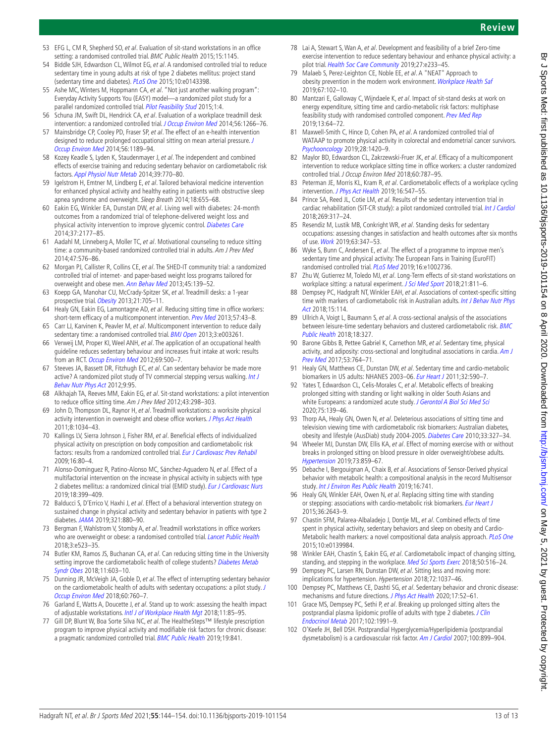53 EFG L, CM R, Shepherd SO, *et al*. Evaluation of sit-stand workstations in an office setting: a randomised controlled trial. *BMC Public Health* 2015;15:1145.
54 Biddle SJH, Edwardson CL, Wilmot EG, *et al*. A randomised controlled trial to reduce sedentary time in young adults at risk of type 2 diabetes mellitus: project stand (sedentary time and diabetes). *PLoS One* 2015;10:e0143398.
55 Ashe MC, Winters M, Hoppmann CA, *et al*. "Not just another walking program": Everyday Activity Supports You (EASY) model—a randomized pilot study for a parallel randomized controlled trial. *Pilot Feasibility Stud* 2015;1:4.
56 Schuna JM, Swift DL, Hendrick CA, *et al*. Evaluation of a workplace treadmill desk intervention: a randomized controlled trial. *J Occup Environ Med* 2014;56:1266–76.
57 Mainsbridge CP, Cooley PD, Fraser SP, *et al*. The effect of an e-health intervention designed to reduce prolonged occupational sitting on mean arterial pressure. *J Occup Environ Med* 2014;56:1189–94.
58 Kozey Keadle S, Lyden K, Staudenmayer J, *et al*. The independent and combined effects of exercise training and reducing sedentary behavior on cardiometabolic risk factors. *Appl Physiol Nutr Metab* 2014;39:770–80.
59 Igelstrom H, Emtner M, Lindberg E, *et al*. Tailored behavioral medicine intervention for enhanced physical activity and healthy eating in patients with obstructive sleep apnea syndrome and overweight. *Sleep Breath* 2014;18:655–68.
60 Eakin EG, Winkler EA, Dunstan DW, *et al*. Living well with diabetes: 24-month outcomes from a randomized trial of telephone-delivered weight loss and physical activity intervention to improve glycemic control. *Diabetes Care* 2014;37:2177–85.
61 Aadahl M, Linneberg A, Moller TC, *et al*. Motivational counseling to reduce sitting time: a community-based randomized controlled trial in adults. *Am J Prev Med* 2014;47:576–86.
62 Morgan PJ, Callister R, Collins CE, *et al*. The SHED-IT community trial: a randomized controlled trial of internet- and paper-based weight loss programs tailored for overweight and obese men. *Ann Behav Med* 2013;45:139–52.
63 Koepp GA, Manohar CU, McCrady-Spitzer SK, *et al*. Treadmill desks: a 1-year prospective trial. *Obesity* 2013;21:705–11.
64 Healy GN, Eakin EG, Lamontagne AD, *et al*. Reducing sitting time in office workers: short-term efficacy of a multicomponent intervention. *Prev Med* 2013;57:43–8.
65 Carr LJ, Karvinen K, Peavler M, *et al*. Multicomponent intervention to reduce daily sedentary time: a randomised controlled trial. *BMJ Open* 2013;3:e003261.
66 Verweij LM, Proper KI, Weel ANH, *et al*. The application of an occupational health guideline reduces sedentary behaviour and increases fruit intake at work: results from an RCT. *Occup Environ Med* 2012;69:500–7.
67 Steeves JA, Bassett DR, Fitzhugh EC, *et al*. Can sedentary behavior be made more active? A randomized pilot study of TV commercial stepping versus walking. *Int J Behav Nutr Phys Act* 2012;9:95.
68 Alkhajah TA, Reeves MM, Eakin EG, *et al*. Sit-stand workstations: a pilot intervention to reduce office sitting time. *Am J Prev Med* 2012;43:298–303.
69 John D, Thompson DL, Raynor H, *et al*. Treadmill workstations: a worksite physical activity intervention in overweight and obese office workers. *J Phys Act Health* 2011;8:1034–43.
70 Kallings LV, Sierra Johnson J, Fisher RM, *et al*. Beneficial effects of individualized physical activity on prescription on body composition and cardiometabolic risk factors: results from a randomized controlled trial. *Eur J Cardiovasc Prev Rehabil* 2009;16:80–4.
71 Alonso-Domínguez R, Patino-Alonso MC, Sánchez-Aguadero N, *et al*. Effect of a multifactorial intervention on the increase in physical activity in subjects with type 2 diabetes mellitus: a randomized clinical trial (EMID study). *Eur J Cardiovasc Nurs* 2019;18:399–409.
72 Balducci S, D'Errico V, Haxhi J, *et al*. Effect of a behavioral intervention strategy on sustained change in physical activity and sedentary behavior in patients with type 2 diabetes. *JAMA* 2019;321:880–90.
73 Bergman F, Wahlstrom V, Stomby A, *et al*. Treadmill workstations in office workers who are overweight or obese: a randomised controlled trial. *Lancet Public Health* 2018;3:e523–35.
74 Butler KM, Ramos JS, Buchanan CA, *et al*. Can reducing sitting time in the University setting improve the cardiometabolic health of college students? *Diabetes Metab Syndr Obes* 2018;11:603–10.
75 Dunning JR, McVeigh JA, Goble D, *et al*. The effect of interrupting sedentary behavior on the cardiometabolic health of adults with sedentary occupations: a pilot study. *J Occup Environ Med* 2018;60:760–7.
76 Garland E, Watts A, Doucette J, *et al*. Stand up to work: assessing the health impact of adjustable workstations. *Intl J of Workplace Health Mgt* 2018;11:85–95.
77 Gill DP, Blunt W, Boa Sorte Silva NC, *et al*. The HealtheSteps™ lifestyle prescription program to improve physical activity and modifiable risk factors for chronic disease: a pragmatic randomized controlled trial. *BMC Public Health* 2019;19:841.
78 Lai A, Stewart S, Wan A, *et al*. Development and feasibility of a brief Zero-time exercise intervention to reduce sedentary behaviour and enhance physical activity: a pilot trial. *Health Soc Care Community* 2019;27:e233–45.
79 Malaeb S, Perez-Leighton CE, Noble EE, *et al*. A "NEAT" Approach to obesity prevention in the modern work environment. *Workplace Health Saf* 2019;67:102–10.
80 Mantzari E, Galloway C, Wijndaele K, *et al*. Impact of sit-stand desks at work on energy expenditure, sitting time and cardio-metabolic risk factors: multiphase feasibility study with randomised controlled component. *Prev Med Rep* 2019;13:64–72.
81 Maxwell-Smith C, Hince D, Cohen PA, *et al*. A randomized controlled trial of WATAAP to promote physical activity in colorectal and endometrial cancer survivors. *Psychooncology* 2019;28:1420–9.
82 Maylor BD, Edwardson CL, Zakrzewski-Fruer JK, *et al*. Efficacy of a multicomponent intervention to reduce workplace sitting time in office workers: a cluster randomized controlled trial. *J Occup Environ Med* 2018;60:787–95.
83 Peterman JE, Morris KL, Kram R, *et al*. Cardiometabolic effects of a workplace cycling intervention. *J Phys Act Health* 2019;16:547–55.
84 Prince SA, Reed JL, Cotie LM, *et al*. Results of the sedentary intervention trial in cardiac rehabilitation (SIT-CR study): a pilot randomized controlled trial. *Int J Cardiol* 2018;269:317–24.
85 Resendiz M, Lustik MB, Conkright WR, *et al*. Standing desks for sedentary occupations: assessing changes in satisfaction and health outcomes after six months of use. *Work* 2019;63:347–53.
86 Wyke S, Bunn C, Andersen E, *et al*. The effect of a programme to improve men's sedentary time and physical activity: The European Fans in Training (EuroFIT) randomised controlled trial. *PLoS Med* 2019;16:e1002736.
87 Zhu W, Gutierrez M, Toledo MJ, *et al*. Long-Term effects of sit-stand workstations on workplace sitting: a natural experiment. *J Sci Med Sport* 2018;21:811–6.
88 Dempsey PC, Hadgraft NT, Winkler EAH, *et al*. Associations of context-specific sitting time with markers of cardiometabolic risk in Australian adults. *Int J Behav Nutr Phys Act* 2018;15:114.
89 Ullrich A, Voigt L, Baumann S, *et al*. A cross-sectional analysis of the associations between leisure-time sedentary behaviors and clustered cardiometabolic risk. *BMC Public Health* 2018;18:327.
90 Barone Gibbs B, Pettee Gabriel K, Carnethon MR, *et al*. Sedentary time, physical activity, and adiposity: cross-sectional and longitudinal associations in cardia. *Am J Prev Med* 2017;53:764–71.
91 Healy GN, Matthews CE, Dunstan DW, *et al*. Sedentary time and cardio-metabolic biomarkers in US adults: NHANES 2003–06. *Eur Heart J* 2011;32:590–7.
92 Yates T, Edwardson CL, Celis-Morales C, *et al*. Metabolic effects of breaking prolonged sitting with standing or light walking in older South Asians and white Europeans: a randomized acute study. *J Gerontol A Biol Sci Med Sci* 2020;75:139–46.
93 Thorp AA, Healy GN, Owen N, *et al*. Deleterious associations of sitting time and television viewing time with cardiometabolic risk biomarkers: Australian diabetes, obesity and lifestyle (AusDiab) study 2004-2005. *Diabetes Care* 2010;33:327–34.
94 Wheeler MJ, Dunstan DW, Ellis KA, *et al*. Effect of morning exercise with or without breaks in prolonged sitting on blood pressure in older overweight/obese adults. *Hypertension* 2019;73:859–67.
95 Debache I, Bergouignan A, Chaix B, *et al*. Associations of Sensor-Derived physical behavior with metabolic health: a compositional analysis in the record Multisensor study. *Int J Environ Res Public Health* 2019;16:741.
96 Healy GN, Winkler EAH, Owen N, *et al*. Replacing sitting time with standing or stepping: associations with cardio-metabolic risk biomarkers. *Eur Heart J* 2015;36:2643–9.
97 Chastin SFM, Palarea-Albaladejo J, Dontje ML, *et al*. Combined effects of time spent in physical activity, sedentary behaviors and sleep on obesity and Cardio-Metabolic health markers: a novel compositional data analysis approach. *PLoS One* 2015;10:e0139984.
98 Winkler EAH, Chastin S, Eakin EG, *et al*. Cardiometabolic impact of changing sitting, standing, and stepping in the workplace. *Med Sci Sports Exerc* 2018;50:516–24.
99 Dempsey PC, Larsen RN, Dunstan DW, *et al*. Sitting less and moving more: implications for hypertension. *Hypertension* 2018;72:1037–46.
100 Dempsey PC, Matthews CE, Dashti SG, *et al*. Sedentary behavior and chronic disease: mechanisms and future directions. *J Phys Act Health* 2020;17:52–61.
101 Grace MS, Dempsey PC, Sethi P, *et al*. Breaking up prolonged sitting alters the postprandial plasma lipidomic profile of adults with type 2 diabetes. *J Clin Endocrinol Metab* 2017;102:1991–9.
102 O'Keefe JH, Bell DSH. Postprandial Hyperglycemia/Hyperlipidemia (postprandial dysmetabolism) is a cardiovascular risk factor. *Am J Cardiol* 2007;100:899–904.